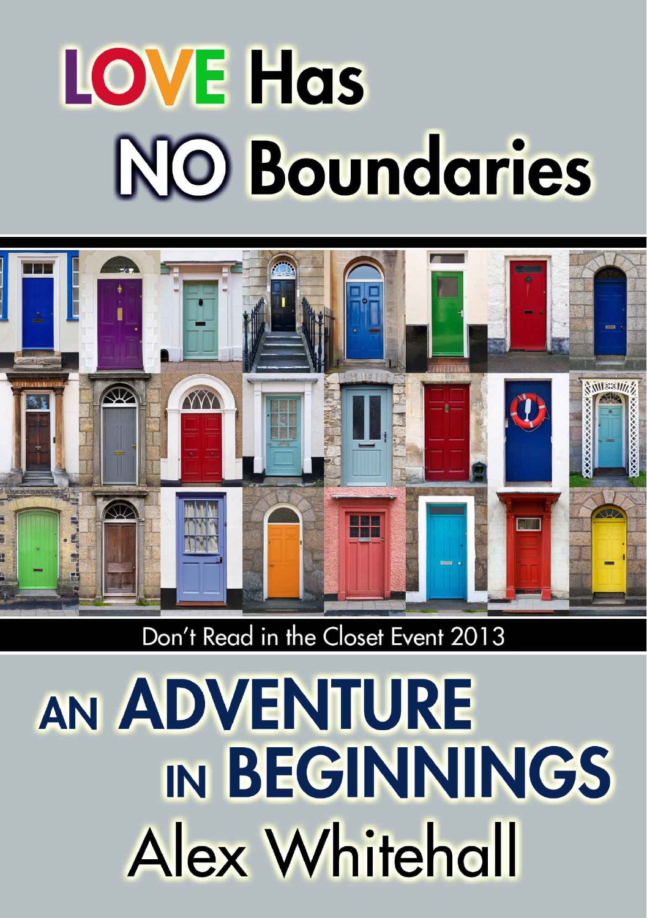# LOVE Has NO Boundaries

Don't Read in the Closet Event 2013

# AN ADVENTURE IN BEGINNINGS

## Alex Whitehall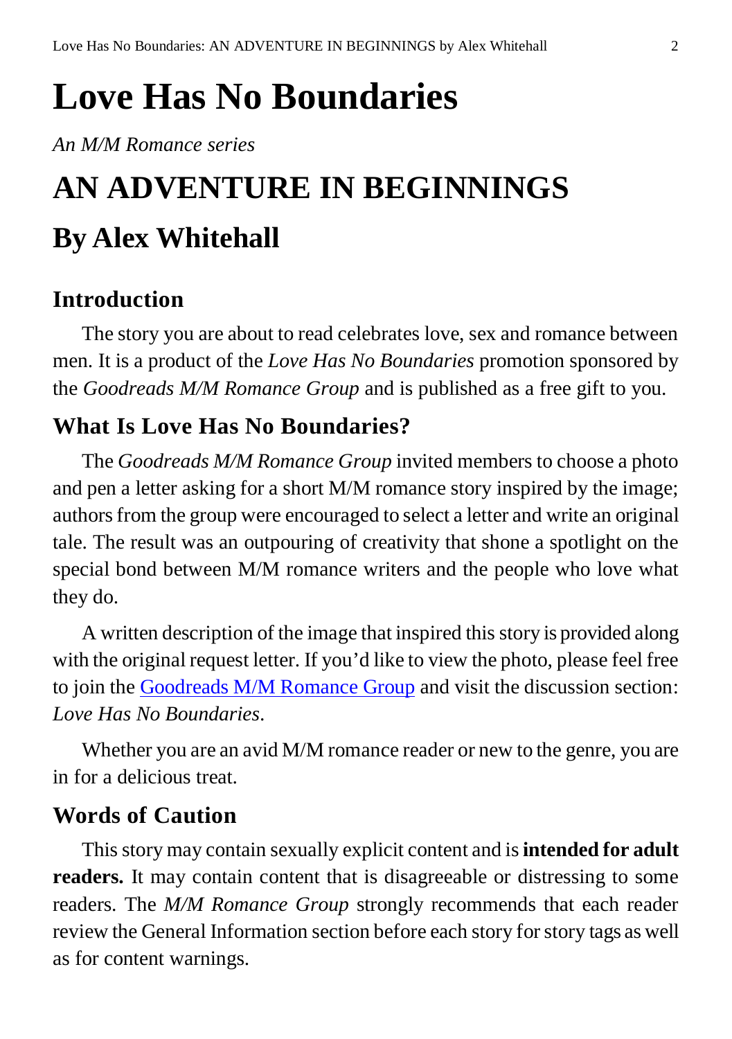# Love Has No Boundaries

*An M/M Romance series*

# AN ADVENTURE IN BEGINNINGS

## By Alex Whitehall

### Introduction

The story you are about to read celebrates love, sex and romance between men. It is a product of the *Love Has No Boundaries* promotion sponsored by the *Goodreads M/M Romance Group* and is published as a free gift to you.

### What Is Love Has No Boundaries?

The *Goodreads M/M Romance Group* invited members to choose a photo and pen a letter asking for a short M/M romance story inspired by the image; authors from the group were encouraged to select a letter and write an original tale. The result was an outpouring of creativity that shone a spotlight on the special bond between M/M romance writers and the people who love what they do.

A written description of the image that inspired this story is provided along with the original request letter. If you'd like to view the photo, please feel free to join the Goodreads M/M Romance Group and visit the discussion section: *Love Has No Boundaries*.

Whether you are an avid M/M romance reader or new to the genre, you are in for a delicious treat.

### Words of Caution

This story may contain sexually explicit content and is **intended for adult readers.** It may contain content that is disagreeable or distressing to some readers. The *M/M Romance Group* strongly recommends that each reader review the General Information section before each story for story tags as well as for content warnings.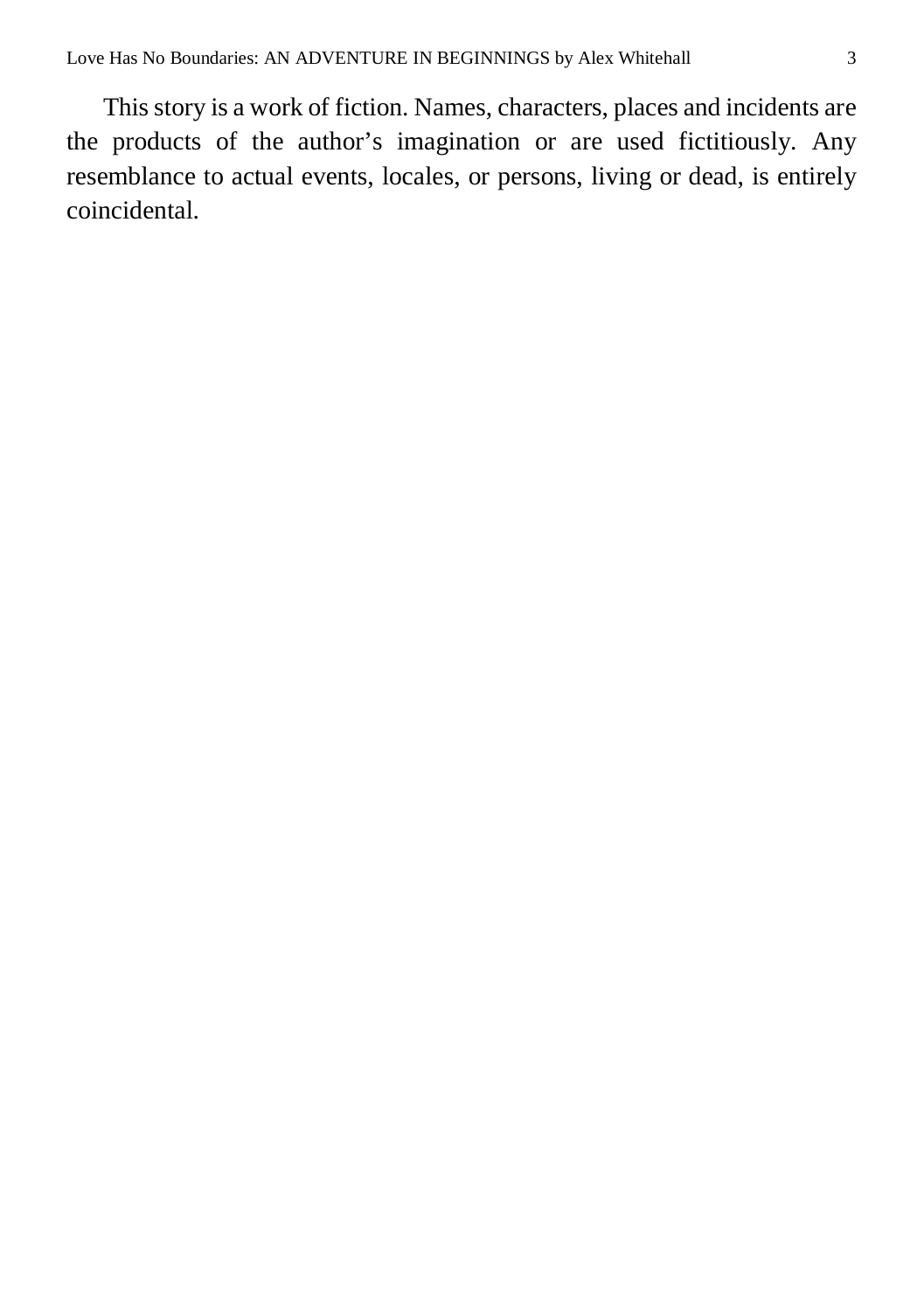This story is a work of fiction. Names, characters, places and incidents are the products of the author’s imagination or are used fictitiously. Any resemblance to actual events, locales, or persons, living or dead, is entirely coincidental.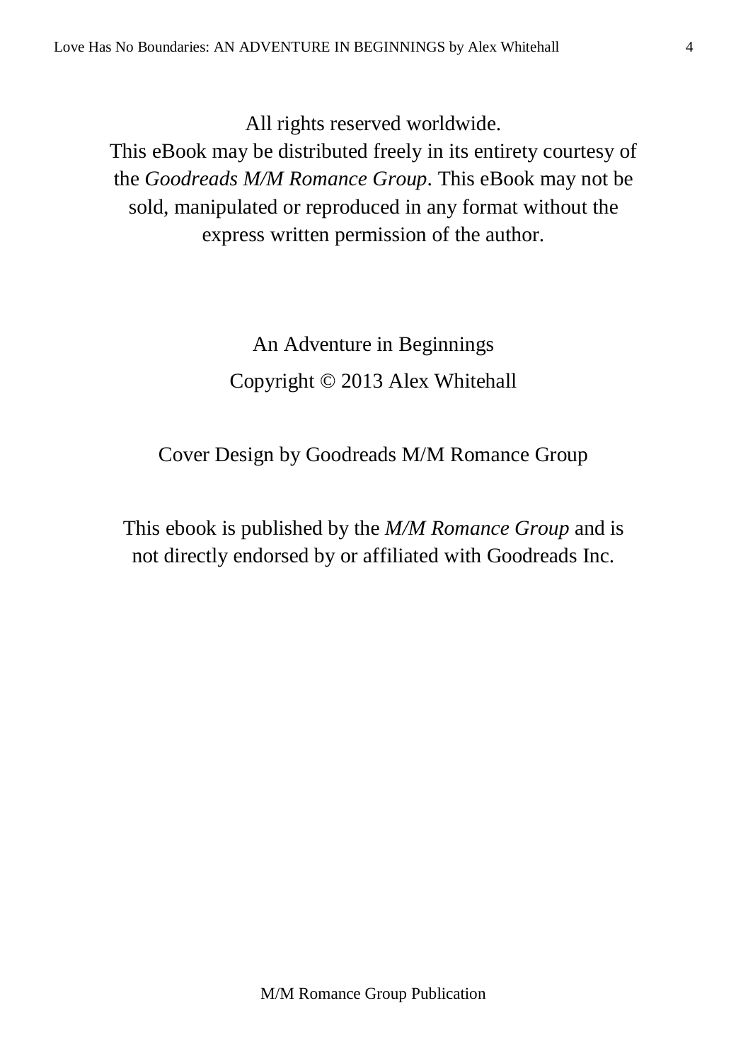All rights reserved worldwide.
This eBook may be distributed freely in its entirety courtesy of the *Goodreads M/M Romance Group*. This eBook may not be sold, manipulated or reproduced in any format without the express written permission of the author.

An Adventure in Beginnings
Copyright © 2013 Alex Whitehall

Cover Design by Goodreads M/M Romance Group

This ebook is published by the *M/M Romance Group* and is not directly endorsed by or affiliated with Goodreads Inc.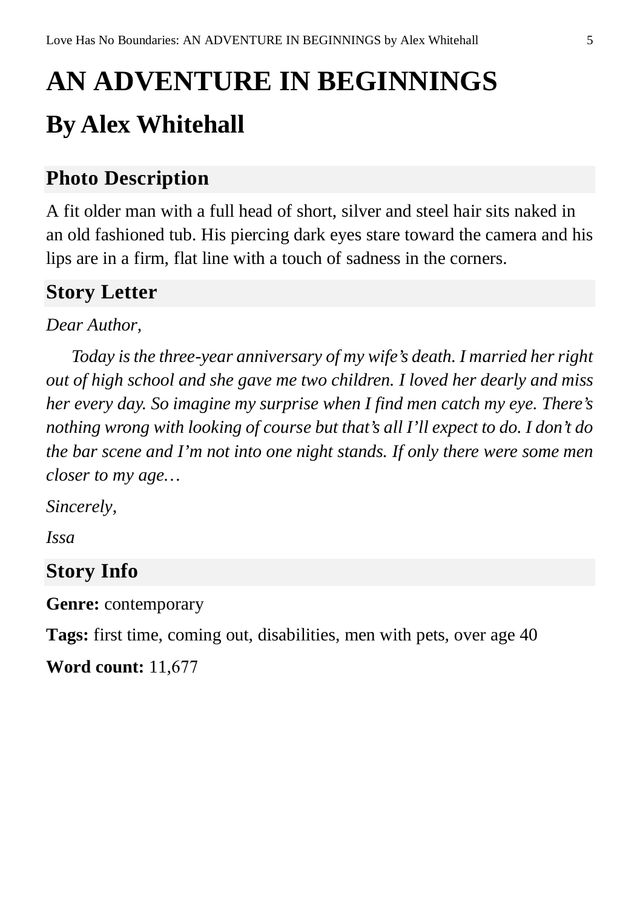# AN ADVENTURE IN BEGINNINGS

## By Alex Whitehall

### Photo Description

A fit older man with a full head of short, silver and steel hair sits naked in an old fashioned tub. His piercing dark eyes stare toward the camera and his lips are in a firm, flat line with a touch of sadness in the corners.

### Story Letter

*Dear Author,*

*Today is the three-year anniversary of my wife's death. I married her right out of high school and she gave me two children. I loved her dearly and miss her every day. So imagine my surprise when I find men catch my eye. There's nothing wrong with looking of course but that's all I'll expect to do. I don't do the bar scene and I'm not into one night stands. If only there were some men closer to my age…*

*Sincerely,*

*Issa*

### Story Info

**Genre:** contemporary

**Tags:** first time, coming out, disabilities, men with pets, over age 40

**Word count:** 11,677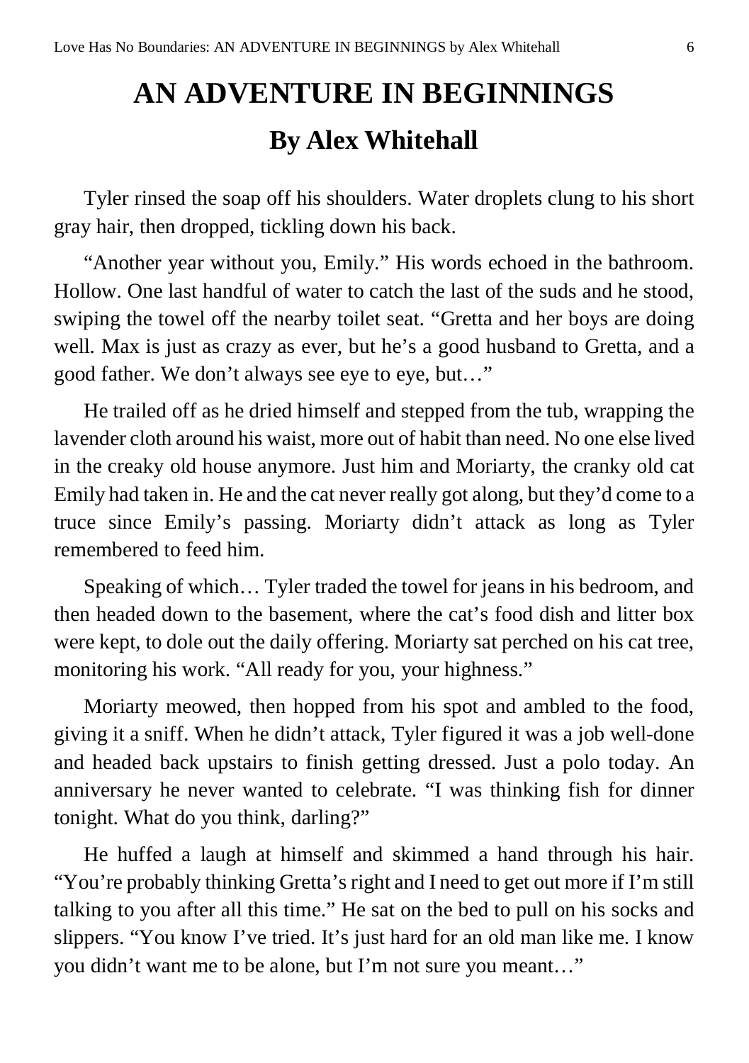# AN ADVENTURE IN BEGINNINGS

## By Alex Whitehall

Tyler rinsed the soap off his shoulders. Water droplets clung to his short gray hair, then dropped, tickling down his back.

"Another year without you, Emily." His words echoed in the bathroom. Hollow. One last handful of water to catch the last of the suds and he stood, swiping the towel off the nearby toilet seat. "Gretta and her boys are doing well. Max is just as crazy as ever, but he's a good husband to Gretta, and a good father. We don't always see eye to eye, but…"

He trailed off as he dried himself and stepped from the tub, wrapping the lavender cloth around his waist, more out of habit than need. No one else lived in the creaky old house anymore. Just him and Moriarty, the cranky old cat Emily had taken in. He and the cat never really got along, but they'd come to a truce since Emily's passing. Moriarty didn't attack as long as Tyler remembered to feed him.

Speaking of which… Tyler traded the towel for jeans in his bedroom, and then headed down to the basement, where the cat's food dish and litter box were kept, to dole out the daily offering. Moriarty sat perched on his cat tree, monitoring his work. "All ready for you, your highness."

Moriarty meowed, then hopped from his spot and ambled to the food, giving it a sniff. When he didn't attack, Tyler figured it was a job well-done and headed back upstairs to finish getting dressed. Just a polo today. An anniversary he never wanted to celebrate. "I was thinking fish for dinner tonight. What do you think, darling?"

He huffed a laugh at himself and skimmed a hand through his hair. "You're probably thinking Gretta's right and I need to get out more if I'm still talking to you after all this time." He sat on the bed to pull on his socks and slippers. "You know I've tried. It's just hard for an old man like me. I know you didn't want me to be alone, but I'm not sure you meant…"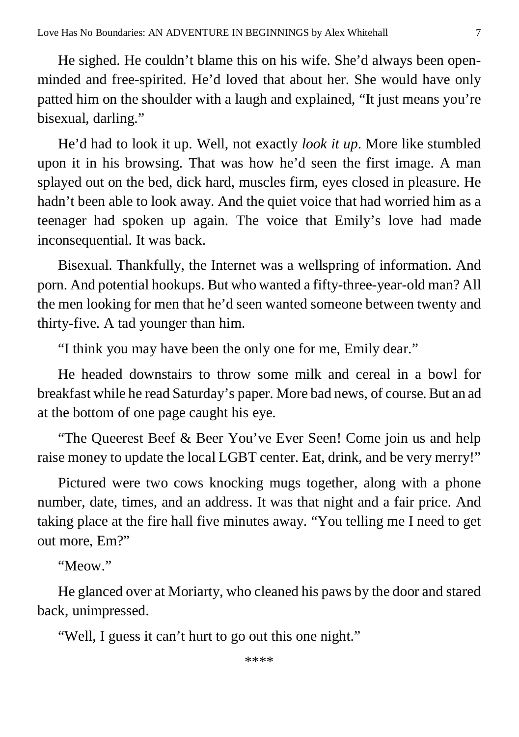He sighed. He couldn't blame this on his wife. She'd always been open-minded and free-spirited. He'd loved that about her. She would have only patted him on the shoulder with a laugh and explained, "It just means you're bisexual, darling."

He'd had to look it up. Well, not exactly *look it up*. More like stumbled upon it in his browsing. That was how he'd seen the first image. A man splayed out on the bed, dick hard, muscles firm, eyes closed in pleasure. He hadn't been able to look away. And the quiet voice that had worried him as a teenager had spoken up again. The voice that Emily's love had made inconsequential. It was back.

Bisexual. Thankfully, the Internet was a wellspring of information. And porn. And potential hookups. But who wanted a fifty-three-year-old man? All the men looking for men that he'd seen wanted someone between twenty and thirty-five. A tad younger than him.

"I think you may have been the only one for me, Emily dear."

He headed downstairs to throw some milk and cereal in a bowl for breakfast while he read Saturday's paper. More bad news, of course. But an ad at the bottom of one page caught his eye.

"The Queerest Beef & Beer You've Ever Seen! Come join us and help raise money to update the local LGBT center. Eat, drink, and be very merry!"

Pictured were two cows knocking mugs together, along with a phone number, date, times, and an address. It was that night and a fair price. And taking place at the fire hall five minutes away. "You telling me I need to get out more, Em?"

"Meow."

He glanced over at Moriarty, who cleaned his paws by the door and stared back, unimpressed.

"Well, I guess it can't hurt to go out this one night."

****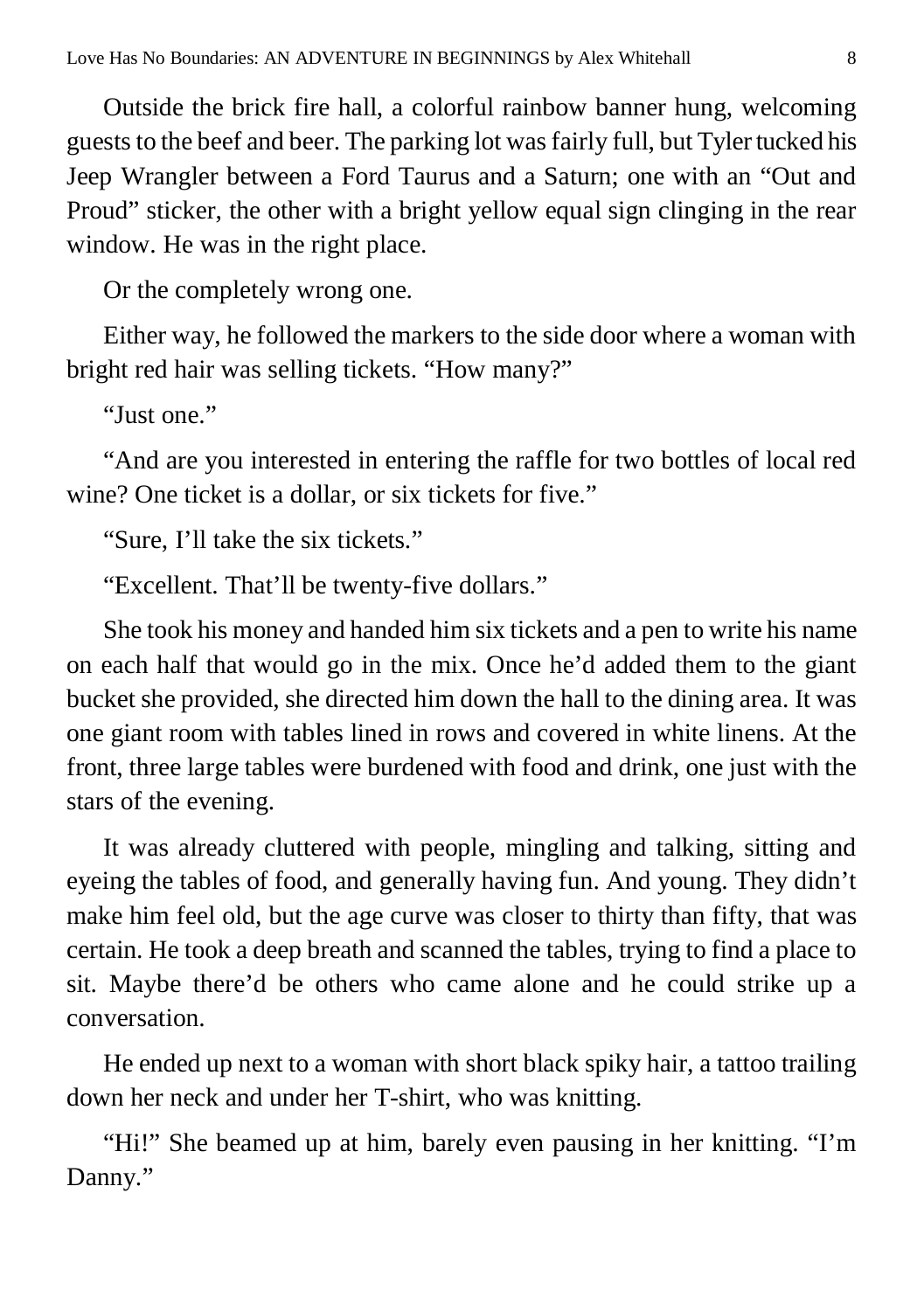Outside the brick fire hall, a colorful rainbow banner hung, welcoming guests to the beef and beer. The parking lot was fairly full, but Tyler tucked his Jeep Wrangler between a Ford Taurus and a Saturn; one with an "Out and Proud" sticker, the other with a bright yellow equal sign clinging in the rear window. He was in the right place.

Or the completely wrong one.

Either way, he followed the markers to the side door where a woman with bright red hair was selling tickets. "How many?"

"Just one."

"And are you interested in entering the raffle for two bottles of local red wine? One ticket is a dollar, or six tickets for five."

"Sure, I'll take the six tickets."

"Excellent. That'll be twenty-five dollars."

She took his money and handed him six tickets and a pen to write his name on each half that would go in the mix. Once he'd added them to the giant bucket she provided, she directed him down the hall to the dining area. It was one giant room with tables lined in rows and covered in white linens. At the front, three large tables were burdened with food and drink, one just with the stars of the evening.

It was already cluttered with people, mingling and talking, sitting and eyeing the tables of food, and generally having fun. And young. They didn't make him feel old, but the age curve was closer to thirty than fifty, that was certain. He took a deep breath and scanned the tables, trying to find a place to sit. Maybe there'd be others who came alone and he could strike up a conversation.

He ended up next to a woman with short black spiky hair, a tattoo trailing down her neck and under her T-shirt, who was knitting.

"Hi!" She beamed up at him, barely even pausing in her knitting. "I'm Danny."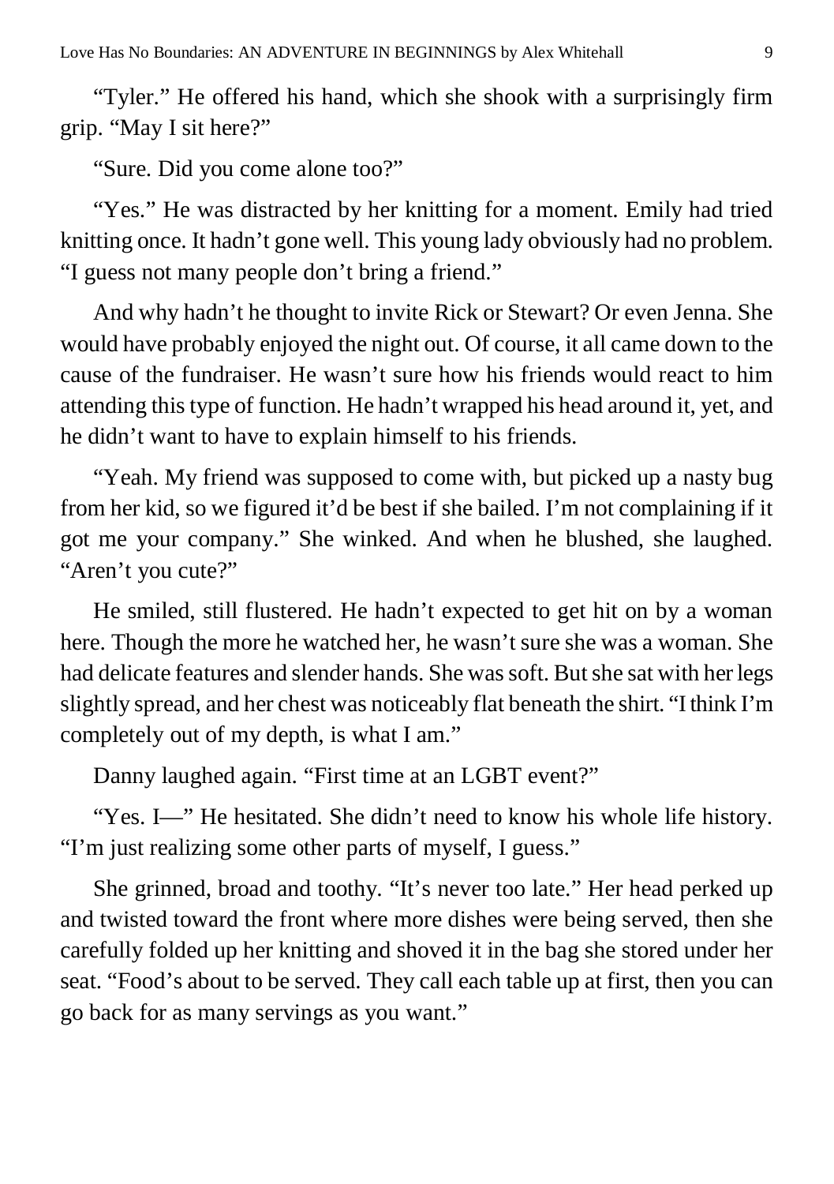"Tyler." He offered his hand, which she shook with a surprisingly firm grip. "May I sit here?"

"Sure. Did you come alone too?"

"Yes." He was distracted by her knitting for a moment. Emily had tried knitting once. It hadn't gone well. This young lady obviously had no problem. "I guess not many people don't bring a friend."

And why hadn't he thought to invite Rick or Stewart? Or even Jenna. She would have probably enjoyed the night out. Of course, it all came down to the cause of the fundraiser. He wasn't sure how his friends would react to him attending this type of function. He hadn't wrapped his head around it, yet, and he didn't want to have to explain himself to his friends.

"Yeah. My friend was supposed to come with, but picked up a nasty bug from her kid, so we figured it'd be best if she bailed. I'm not complaining if it got me your company." She winked. And when he blushed, she laughed. "Aren't you cute?"

He smiled, still flustered. He hadn't expected to get hit on by a woman here. Though the more he watched her, he wasn't sure she was a woman. She had delicate features and slender hands. She was soft. But she sat with her legs slightly spread, and her chest was noticeably flat beneath the shirt. "I think I'm completely out of my depth, is what I am."

Danny laughed again. "First time at an LGBT event?"

"Yes. I—" He hesitated. She didn't need to know his whole life history. "I'm just realizing some other parts of myself, I guess."

She grinned, broad and toothy. "It's never too late." Her head perked up and twisted toward the front where more dishes were being served, then she carefully folded up her knitting and shoved it in the bag she stored under her seat. "Food's about to be served. They call each table up at first, then you can go back for as many servings as you want."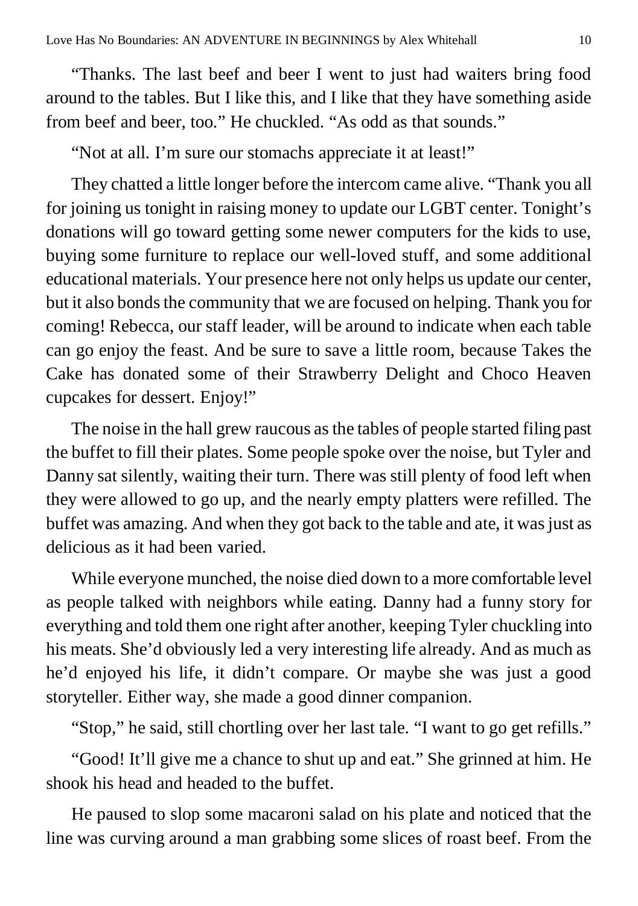"Thanks. The last beef and beer I went to just had waiters bring food around to the tables. But I like this, and I like that they have something aside from beef and beer, too." He chuckled. "As odd as that sounds."

"Not at all. I'm sure our stomachs appreciate it at least!"

They chatted a little longer before the intercom came alive. "Thank you all for joining us tonight in raising money to update our LGBT center. Tonight's donations will go toward getting some newer computers for the kids to use, buying some furniture to replace our well-loved stuff, and some additional educational materials. Your presence here not only helps us update our center, but it also bonds the community that we are focused on helping. Thank you for coming! Rebecca, our staff leader, will be around to indicate when each table can go enjoy the feast. And be sure to save a little room, because Takes the Cake has donated some of their Strawberry Delight and Choco Heaven cupcakes for dessert. Enjoy!"

The noise in the hall grew raucous as the tables of people started filing past the buffet to fill their plates. Some people spoke over the noise, but Tyler and Danny sat silently, waiting their turn. There was still plenty of food left when they were allowed to go up, and the nearly empty platters were refilled. The buffet was amazing. And when they got back to the table and ate, it was just as delicious as it had been varied.

While everyone munched, the noise died down to a more comfortable level as people talked with neighbors while eating. Danny had a funny story for everything and told them one right after another, keeping Tyler chuckling into his meats. She'd obviously led a very interesting life already. And as much as he'd enjoyed his life, it didn't compare. Or maybe she was just a good storyteller. Either way, she made a good dinner companion.

"Stop," he said, still chortling over her last tale. "I want to go get refills."

"Good! It'll give me a chance to shut up and eat." She grinned at him. He shook his head and headed to the buffet.

He paused to slop some macaroni salad on his plate and noticed that the line was curving around a man grabbing some slices of roast beef. From the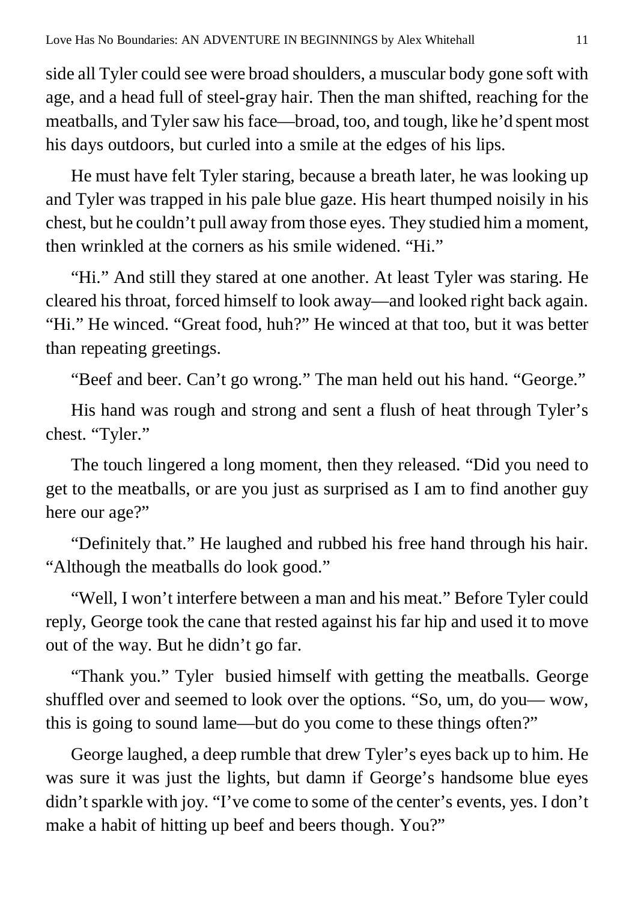side all Tyler could see were broad shoulders, a muscular body gone soft with age, and a head full of steel-gray hair. Then the man shifted, reaching for the meatballs, and Tyler saw his face—broad, too, and tough, like he'd spent most his days outdoors, but curled into a smile at the edges of his lips.

He must have felt Tyler staring, because a breath later, he was looking up and Tyler was trapped in his pale blue gaze. His heart thumped noisily in his chest, but he couldn't pull away from those eyes. They studied him a moment, then wrinkled at the corners as his smile widened. "Hi."

"Hi." And still they stared at one another. At least Tyler was staring. He cleared his throat, forced himself to look away—and looked right back again. "Hi." He winced. "Great food, huh?" He winced at that too, but it was better than repeating greetings.

"Beef and beer. Can't go wrong." The man held out his hand. "George."

His hand was rough and strong and sent a flush of heat through Tyler's chest. "Tyler."

The touch lingered a long moment, then they released. "Did you need to get to the meatballs, or are you just as surprised as I am to find another guy here our age?"

"Definitely that." He laughed and rubbed his free hand through his hair. "Although the meatballs do look good."

"Well, I won't interfere between a man and his meat." Before Tyler could reply, George took the cane that rested against his far hip and used it to move out of the way. But he didn't go far.

"Thank you." Tyler busied himself with getting the meatballs. George shuffled over and seemed to look over the options. "So, um, do you— wow, this is going to sound lame—but do you come to these things often?"

George laughed, a deep rumble that drew Tyler's eyes back up to him. He was sure it was just the lights, but damn if George's handsome blue eyes didn't sparkle with joy. "I've come to some of the center's events, yes. I don't make a habit of hitting up beef and beers though. You?"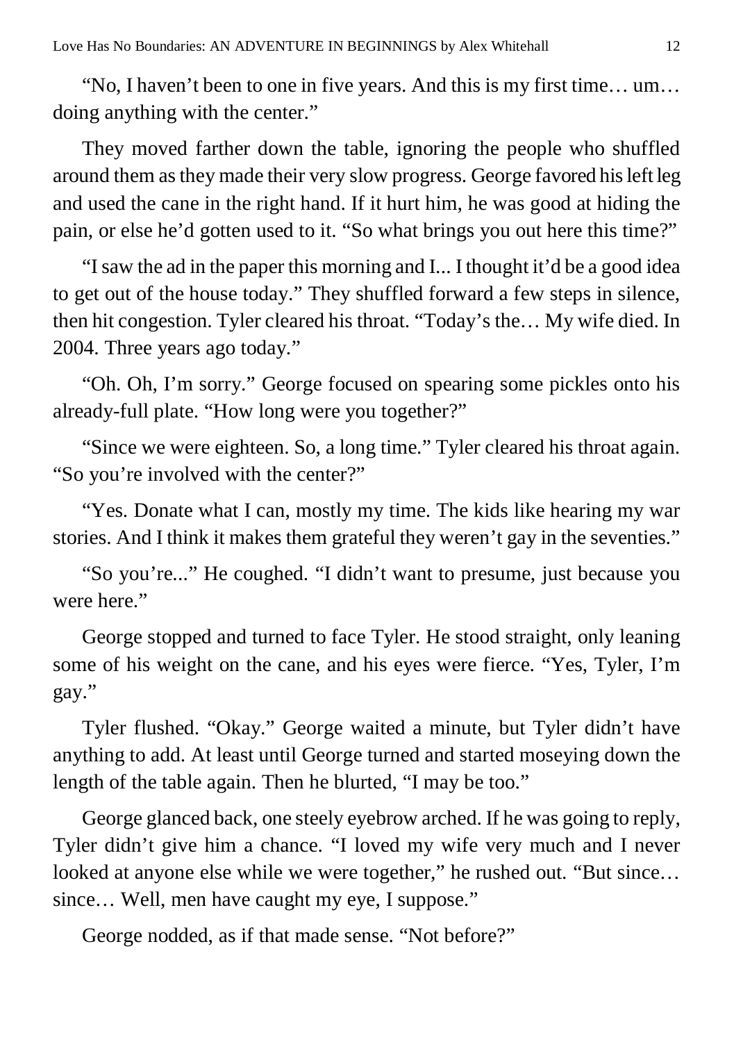"No, I haven't been to one in five years. And this is my first time… um… doing anything with the center."

They moved farther down the table, ignoring the people who shuffled around them as they made their very slow progress. George favored his left leg and used the cane in the right hand. If it hurt him, he was good at hiding the pain, or else he'd gotten used to it. "So what brings you out here this time?"

"I saw the ad in the paper this morning and I... I thought it'd be a good idea to get out of the house today." They shuffled forward a few steps in silence, then hit congestion. Tyler cleared his throat. "Today's the… My wife died. In 2004. Three years ago today."

"Oh. Oh, I'm sorry." George focused on spearing some pickles onto his already-full plate. "How long were you together?"

"Since we were eighteen. So, a long time." Tyler cleared his throat again. "So you're involved with the center?"

"Yes. Donate what I can, mostly my time. The kids like hearing my war stories. And I think it makes them grateful they weren't gay in the seventies."

"So you're..." He coughed. "I didn't want to presume, just because you were here."

George stopped and turned to face Tyler. He stood straight, only leaning some of his weight on the cane, and his eyes were fierce. "Yes, Tyler, I'm gay."

Tyler flushed. "Okay." George waited a minute, but Tyler didn't have anything to add. At least until George turned and started moseying down the length of the table again. Then he blurted, "I may be too."

George glanced back, one steely eyebrow arched. If he was going to reply, Tyler didn't give him a chance. "I loved my wife very much and I never looked at anyone else while we were together," he rushed out. "But since… since… Well, men have caught my eye, I suppose."

George nodded, as if that made sense. "Not before?"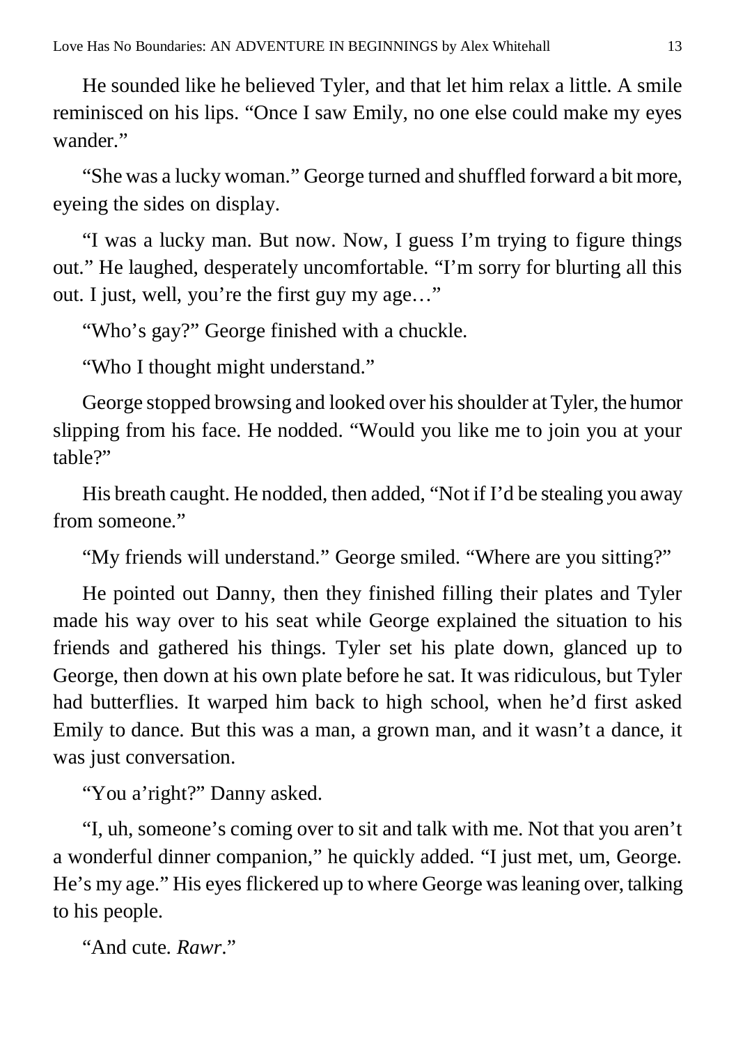He sounded like he believed Tyler, and that let him relax a little. A smile reminisced on his lips. "Once I saw Emily, no one else could make my eyes wander."

"She was a lucky woman." George turned and shuffled forward a bit more, eyeing the sides on display.

"I was a lucky man. But now. Now, I guess I'm trying to figure things out." He laughed, desperately uncomfortable. "I'm sorry for blurting all this out. I just, well, you're the first guy my age…"

"Who's gay?" George finished with a chuckle.

"Who I thought might understand."

George stopped browsing and looked over his shoulder at Tyler, the humor slipping from his face. He nodded. "Would you like me to join you at your table?"

His breath caught. He nodded, then added, "Not if I'd be stealing you away from someone."

"My friends will understand." George smiled. "Where are you sitting?"

He pointed out Danny, then they finished filling their plates and Tyler made his way over to his seat while George explained the situation to his friends and gathered his things. Tyler set his plate down, glanced up to George, then down at his own plate before he sat. It was ridiculous, but Tyler had butterflies. It warped him back to high school, when he'd first asked Emily to dance. But this was a man, a grown man, and it wasn't a dance, it was just conversation.

"You a'right?" Danny asked.

"I, uh, someone's coming over to sit and talk with me. Not that you aren't a wonderful dinner companion," he quickly added. "I just met, um, George. He's my age." His eyes flickered up to where George was leaning over, talking to his people.

"And cute. *Rawr*."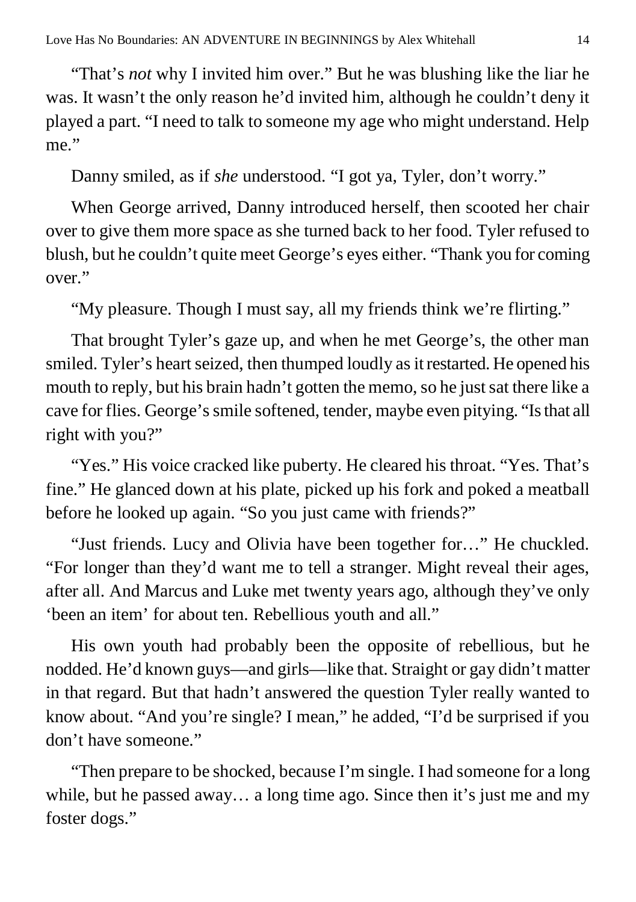"That's *not* why I invited him over." But he was blushing like the liar he was. It wasn't the only reason he'd invited him, although he couldn't deny it played a part. "I need to talk to someone my age who might understand. Help me."

Danny smiled, as if *she* understood. "I got ya, Tyler, don't worry."

When George arrived, Danny introduced herself, then scooted her chair over to give them more space as she turned back to her food. Tyler refused to blush, but he couldn't quite meet George's eyes either. "Thank you for coming over."

"My pleasure. Though I must say, all my friends think we're flirting."

That brought Tyler's gaze up, and when he met George's, the other man smiled. Tyler's heart seized, then thumped loudly as it restarted. He opened his mouth to reply, but his brain hadn't gotten the memo, so he just sat there like a cave for flies. George's smile softened, tender, maybe even pitying. "Is that all right with you?"

"Yes." His voice cracked like puberty. He cleared his throat. "Yes. That's fine." He glanced down at his plate, picked up his fork and poked a meatball before he looked up again. "So you just came with friends?"

"Just friends. Lucy and Olivia have been together for…" He chuckled. "For longer than they'd want me to tell a stranger. Might reveal their ages, after all. And Marcus and Luke met twenty years ago, although they've only 'been an item' for about ten. Rebellious youth and all."

His own youth had probably been the opposite of rebellious, but he nodded. He'd known guys—and girls—like that. Straight or gay didn't matter in that regard. But that hadn't answered the question Tyler really wanted to know about. "And you're single? I mean," he added, "I'd be surprised if you don't have someone."

"Then prepare to be shocked, because I'm single. I had someone for a long while, but he passed away… a long time ago. Since then it's just me and my foster dogs."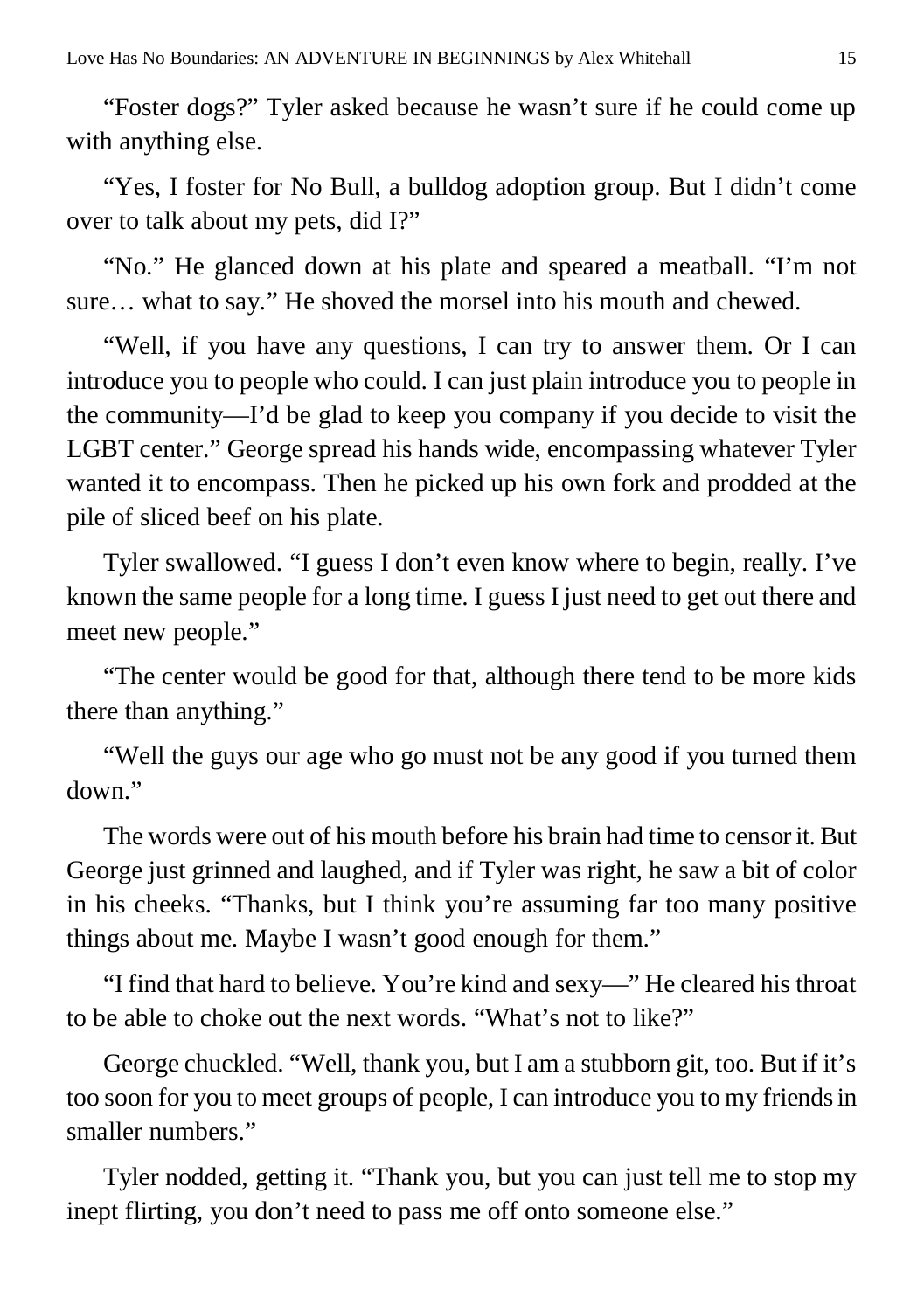"Foster dogs?" Tyler asked because he wasn't sure if he could come up with anything else.

"Yes, I foster for No Bull, a bulldog adoption group. But I didn't come over to talk about my pets, did I?"

"No." He glanced down at his plate and speared a meatball. "I'm not sure… what to say." He shoved the morsel into his mouth and chewed.

"Well, if you have any questions, I can try to answer them. Or I can introduce you to people who could. I can just plain introduce you to people in the community—I'd be glad to keep you company if you decide to visit the LGBT center." George spread his hands wide, encompassing whatever Tyler wanted it to encompass. Then he picked up his own fork and prodded at the pile of sliced beef on his plate.

Tyler swallowed. "I guess I don't even know where to begin, really. I've known the same people for a long time. I guess I just need to get out there and meet new people."

"The center would be good for that, although there tend to be more kids there than anything."

"Well the guys our age who go must not be any good if you turned them down."

The words were out of his mouth before his brain had time to censor it. But George just grinned and laughed, and if Tyler was right, he saw a bit of color in his cheeks. "Thanks, but I think you're assuming far too many positive things about me. Maybe I wasn't good enough for them."

"I find that hard to believe. You're kind and sexy—" He cleared his throat to be able to choke out the next words. "What's not to like?"

George chuckled. "Well, thank you, but I am a stubborn git, too. But if it's too soon for you to meet groups of people, I can introduce you to my friends in smaller numbers."

Tyler nodded, getting it. "Thank you, but you can just tell me to stop my inept flirting, you don't need to pass me off onto someone else."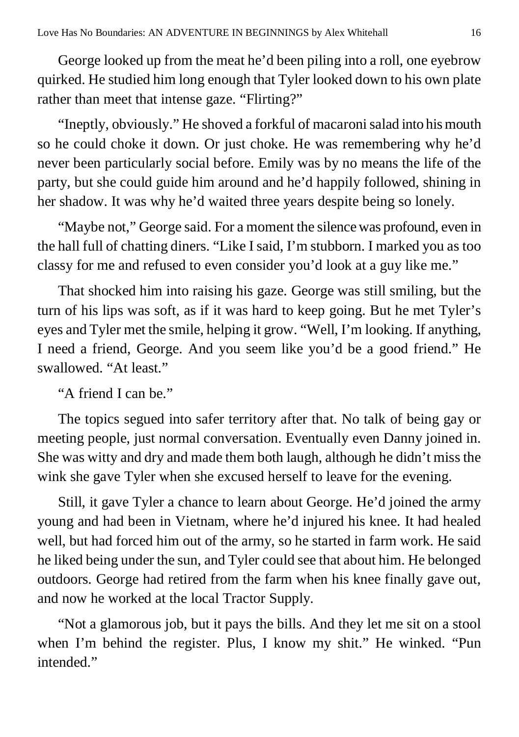George looked up from the meat he'd been piling into a roll, one eyebrow quirked. He studied him long enough that Tyler looked down to his own plate rather than meet that intense gaze. "Flirting?"

"Ineptly, obviously." He shoved a forkful of macaroni salad into his mouth so he could choke it down. Or just choke. He was remembering why he'd never been particularly social before. Emily was by no means the life of the party, but she could guide him around and he'd happily followed, shining in her shadow. It was why he'd waited three years despite being so lonely.

"Maybe not," George said. For a moment the silence was profound, even in the hall full of chatting diners. "Like I said, I'm stubborn. I marked you as too classy for me and refused to even consider you'd look at a guy like me."

That shocked him into raising his gaze. George was still smiling, but the turn of his lips was soft, as if it was hard to keep going. But he met Tyler's eyes and Tyler met the smile, helping it grow. "Well, I'm looking. If anything, I need a friend, George. And you seem like you'd be a good friend." He swallowed. "At least."

"A friend I can be."

The topics segued into safer territory after that. No talk of being gay or meeting people, just normal conversation. Eventually even Danny joined in. She was witty and dry and made them both laugh, although he didn't miss the wink she gave Tyler when she excused herself to leave for the evening.

Still, it gave Tyler a chance to learn about George. He'd joined the army young and had been in Vietnam, where he'd injured his knee. It had healed well, but had forced him out of the army, so he started in farm work. He said he liked being under the sun, and Tyler could see that about him. He belonged outdoors. George had retired from the farm when his knee finally gave out, and now he worked at the local Tractor Supply.

"Not a glamorous job, but it pays the bills. And they let me sit on a stool when I'm behind the register. Plus, I know my shit." He winked. "Pun intended."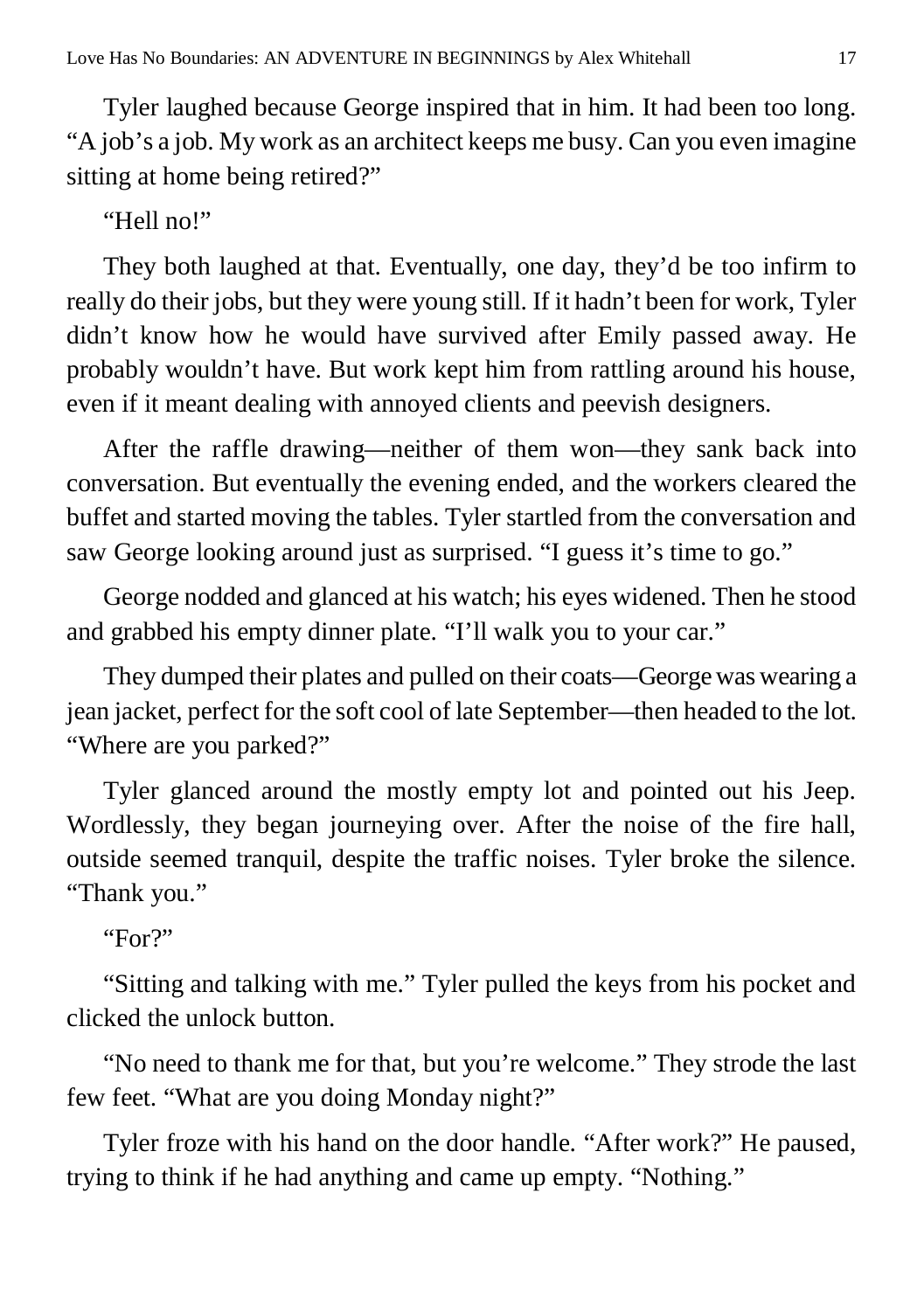Tyler laughed because George inspired that in him. It had been too long. "A job's a job. My work as an architect keeps me busy. Can you even imagine sitting at home being retired?"

"Hell no!"

They both laughed at that. Eventually, one day, they'd be too infirm to really do their jobs, but they were young still. If it hadn't been for work, Tyler didn't know how he would have survived after Emily passed away. He probably wouldn't have. But work kept him from rattling around his house, even if it meant dealing with annoyed clients and peevish designers.

After the raffle drawing—neither of them won—they sank back into conversation. But eventually the evening ended, and the workers cleared the buffet and started moving the tables. Tyler startled from the conversation and saw George looking around just as surprised. "I guess it's time to go."

George nodded and glanced at his watch; his eyes widened. Then he stood and grabbed his empty dinner plate. "I'll walk you to your car."

They dumped their plates and pulled on their coats—George was wearing a jean jacket, perfect for the soft cool of late September—then headed to the lot. "Where are you parked?"

Tyler glanced around the mostly empty lot and pointed out his Jeep. Wordlessly, they began journeying over. After the noise of the fire hall, outside seemed tranquil, despite the traffic noises. Tyler broke the silence. "Thank you."

"For?"

"Sitting and talking with me." Tyler pulled the keys from his pocket and clicked the unlock button.

"No need to thank me for that, but you're welcome." They strode the last few feet. "What are you doing Monday night?"

Tyler froze with his hand on the door handle. "After work?" He paused, trying to think if he had anything and came up empty. "Nothing."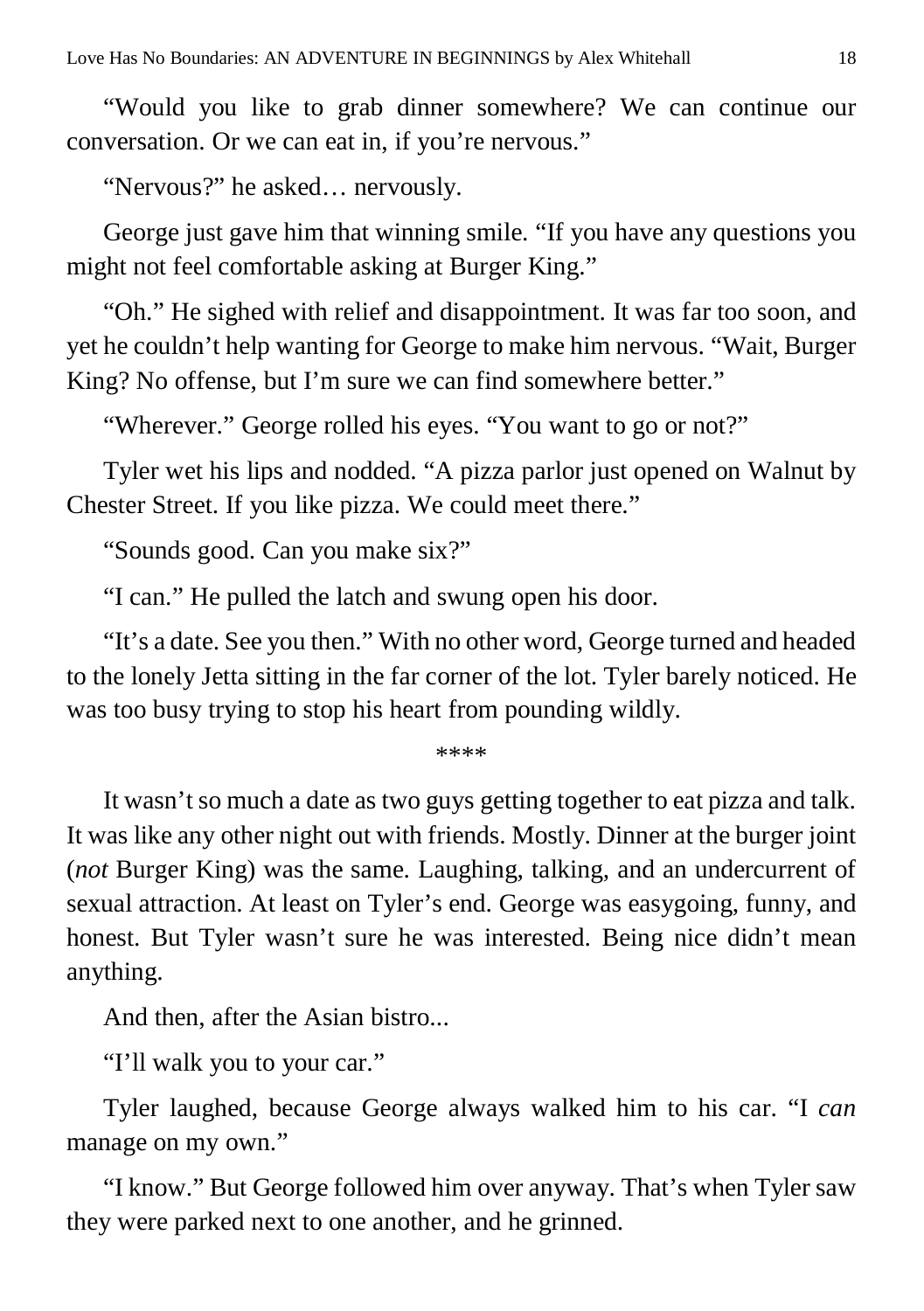"Would you like to grab dinner somewhere? We can continue our conversation. Or we can eat in, if you're nervous."

"Nervous?" he asked… nervously.

George just gave him that winning smile. "If you have any questions you might not feel comfortable asking at Burger King."

"Oh." He sighed with relief and disappointment. It was far too soon, and yet he couldn't help wanting for George to make him nervous. "Wait, Burger King? No offense, but I'm sure we can find somewhere better."

"Wherever." George rolled his eyes. "You want to go or not?"

Tyler wet his lips and nodded. "A pizza parlor just opened on Walnut by Chester Street. If you like pizza. We could meet there."

"Sounds good. Can you make six?"

"I can." He pulled the latch and swung open his door.

"It's a date. See you then." With no other word, George turned and headed to the lonely Jetta sitting in the far corner of the lot. Tyler barely noticed. He was too busy trying to stop his heart from pounding wildly.

****

It wasn't so much a date as two guys getting together to eat pizza and talk. It was like any other night out with friends. Mostly. Dinner at the burger joint (*not* Burger King) was the same. Laughing, talking, and an undercurrent of sexual attraction. At least on Tyler's end. George was easygoing, funny, and honest. But Tyler wasn't sure he was interested. Being nice didn't mean anything.

And then, after the Asian bistro...

"I'll walk you to your car."

Tyler laughed, because George always walked him to his car. "I *can* manage on my own."

"I know." But George followed him over anyway. That's when Tyler saw they were parked next to one another, and he grinned.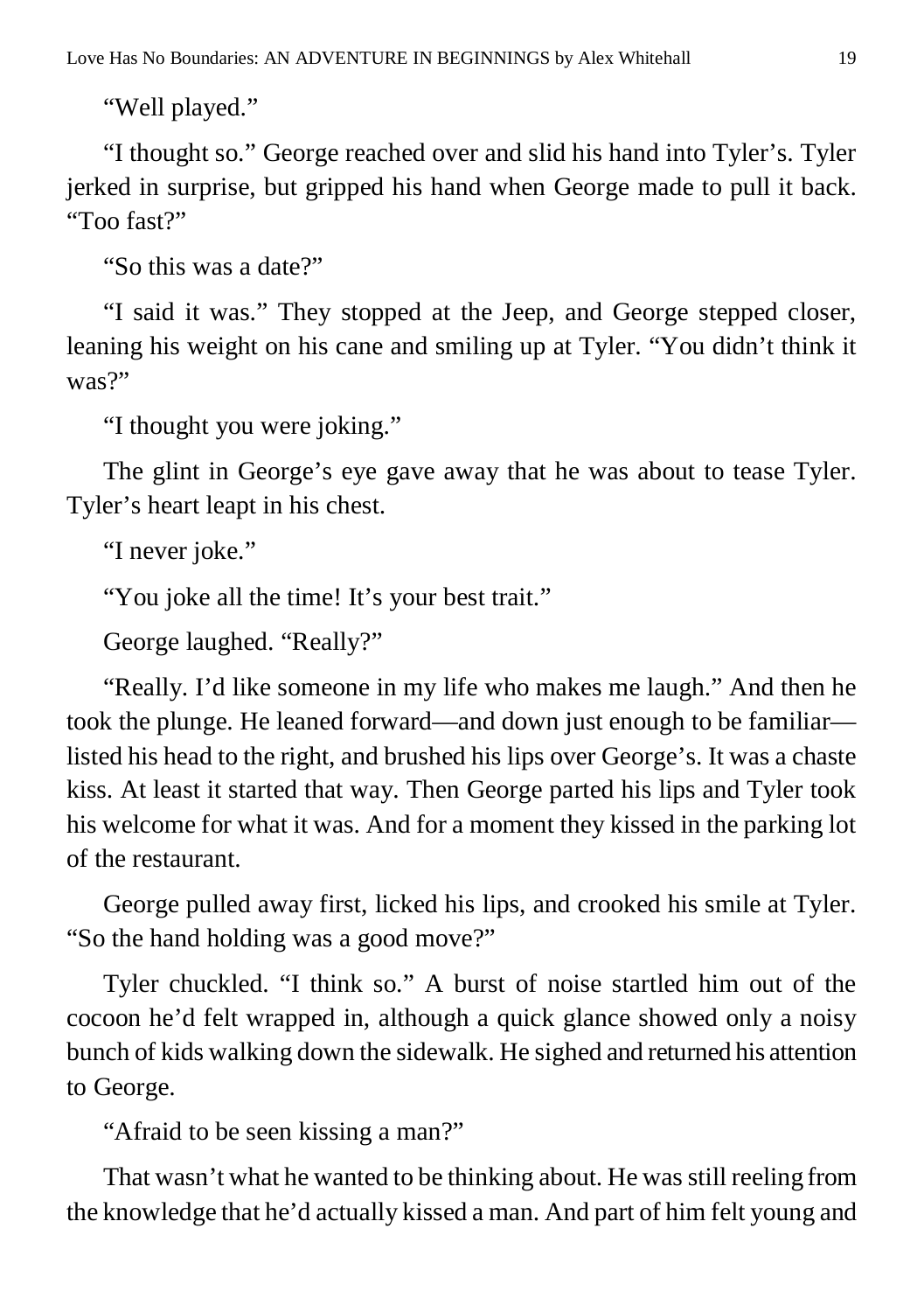"Well played."

"I thought so." George reached over and slid his hand into Tyler's. Tyler jerked in surprise, but gripped his hand when George made to pull it back. "Too fast?"

"So this was a date?"

"I said it was." They stopped at the Jeep, and George stepped closer, leaning his weight on his cane and smiling up at Tyler. "You didn't think it was?"

"I thought you were joking."

The glint in George's eye gave away that he was about to tease Tyler. Tyler's heart leapt in his chest.

"I never joke."

"You joke all the time! It's your best trait."

George laughed. "Really?"

"Really. I'd like someone in my life who makes me laugh." And then he took the plunge. He leaned forward—and down just enough to be familiar—listed his head to the right, and brushed his lips over George's. It was a chaste kiss. At least it started that way. Then George parted his lips and Tyler took his welcome for what it was. And for a moment they kissed in the parking lot of the restaurant.

George pulled away first, licked his lips, and crooked his smile at Tyler. "So the hand holding was a good move?"

Tyler chuckled. "I think so." A burst of noise startled him out of the cocoon he'd felt wrapped in, although a quick glance showed only a noisy bunch of kids walking down the sidewalk. He sighed and returned his attention to George.

"Afraid to be seen kissing a man?"

That wasn't what he wanted to be thinking about. He was still reeling from the knowledge that he'd actually kissed a man. And part of him felt young and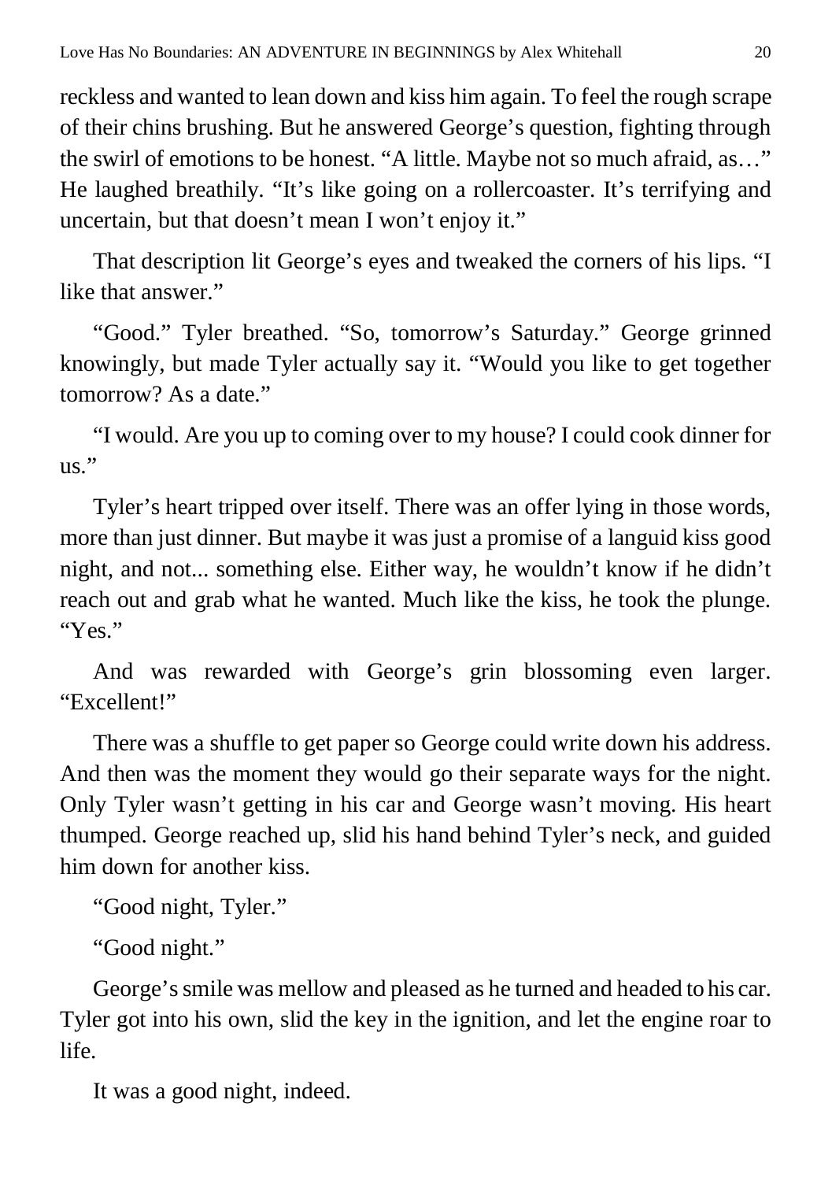reckless and wanted to lean down and kiss him again. To feel the rough scrape of their chins brushing. But he answered George's question, fighting through the swirl of emotions to be honest. "A little. Maybe not so much afraid, as…" He laughed breathily. "It's like going on a rollercoaster. It's terrifying and uncertain, but that doesn't mean I won't enjoy it."

That description lit George's eyes and tweaked the corners of his lips. "I like that answer."

"Good." Tyler breathed. "So, tomorrow's Saturday." George grinned knowingly, but made Tyler actually say it. "Would you like to get together tomorrow? As a date."

"I would. Are you up to coming over to my house? I could cook dinner for us."

Tyler's heart tripped over itself. There was an offer lying in those words, more than just dinner. But maybe it was just a promise of a languid kiss good night, and not... something else. Either way, he wouldn't know if he didn't reach out and grab what he wanted. Much like the kiss, he took the plunge. "Yes."

And was rewarded with George's grin blossoming even larger. "Excellent!"

There was a shuffle to get paper so George could write down his address. And then was the moment they would go their separate ways for the night. Only Tyler wasn't getting in his car and George wasn't moving. His heart thumped. George reached up, slid his hand behind Tyler's neck, and guided him down for another kiss.

"Good night, Tyler."

"Good night."

George's smile was mellow and pleased as he turned and headed to his car. Tyler got into his own, slid the key in the ignition, and let the engine roar to life.

It was a good night, indeed.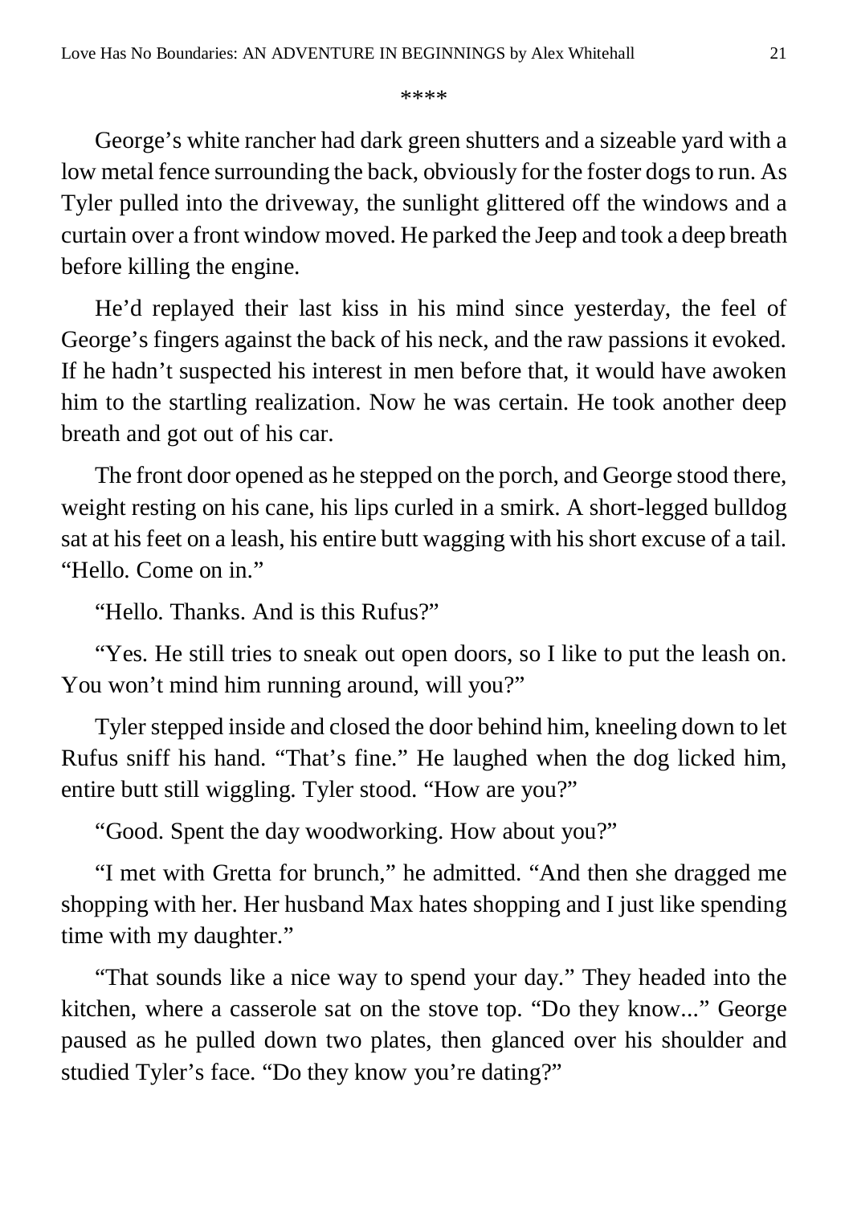\*\*\*\*

George’s white rancher had dark green shutters and a sizeable yard with a low metal fence surrounding the back, obviously for the foster dogs to run. As Tyler pulled into the driveway, the sunlight glittered off the windows and a curtain over a front window moved. He parked the Jeep and took a deep breath before killing the engine.

He’d replayed their last kiss in his mind since yesterday, the feel of George’s fingers against the back of his neck, and the raw passions it evoked. If he hadn’t suspected his interest in men before that, it would have awoken him to the startling realization. Now he was certain. He took another deep breath and got out of his car.

The front door opened as he stepped on the porch, and George stood there, weight resting on his cane, his lips curled in a smirk. A short-legged bulldog sat at his feet on a leash, his entire butt wagging with his short excuse of a tail. “Hello. Come on in.”

“Hello. Thanks. And is this Rufus?”

“Yes. He still tries to sneak out open doors, so I like to put the leash on. You won’t mind him running around, will you?”

Tyler stepped inside and closed the door behind him, kneeling down to let Rufus sniff his hand. “That’s fine.” He laughed when the dog licked him, entire butt still wiggling. Tyler stood. “How are you?”

“Good. Spent the day woodworking. How about you?”

“I met with Gretta for brunch,” he admitted. “And then she dragged me shopping with her. Her husband Max hates shopping and I just like spending time with my daughter.”

“That sounds like a nice way to spend your day.” They headed into the kitchen, where a casserole sat on the stove top. “Do they know...” George paused as he pulled down two plates, then glanced over his shoulder and studied Tyler’s face. “Do they know you’re dating?”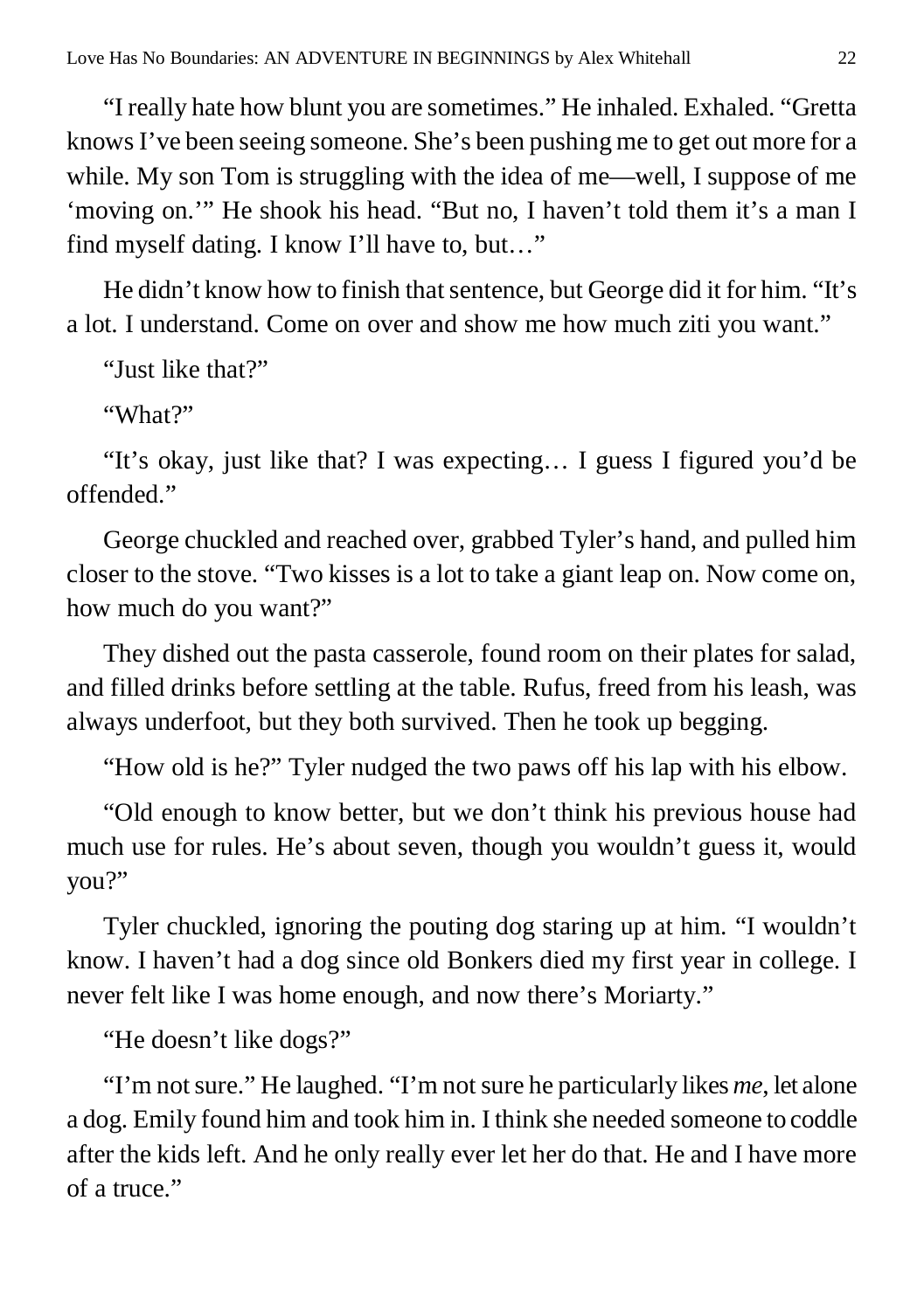"I really hate how blunt you are sometimes." He inhaled. Exhaled. "Gretta knows I've been seeing someone. She's been pushing me to get out more for a while. My son Tom is struggling with the idea of me—well, I suppose of me 'moving on.'" He shook his head. "But no, I haven't told them it's a man I find myself dating. I know I'll have to, but…"

He didn't know how to finish that sentence, but George did it for him. "It's a lot. I understand. Come on over and show me how much ziti you want."

"Just like that?"

"What?"

"It's okay, just like that? I was expecting… I guess I figured you'd be offended."

George chuckled and reached over, grabbed Tyler's hand, and pulled him closer to the stove. "Two kisses is a lot to take a giant leap on. Now come on, how much do you want?"

They dished out the pasta casserole, found room on their plates for salad, and filled drinks before settling at the table. Rufus, freed from his leash, was always underfoot, but they both survived. Then he took up begging.

"How old is he?" Tyler nudged the two paws off his lap with his elbow.

"Old enough to know better, but we don't think his previous house had much use for rules. He's about seven, though you wouldn't guess it, would you?"

Tyler chuckled, ignoring the pouting dog staring up at him. "I wouldn't know. I haven't had a dog since old Bonkers died my first year in college. I never felt like I was home enough, and now there's Moriarty."

"He doesn't like dogs?"

"I'm not sure." He laughed. "I'm not sure he particularly likes *me*, let alone a dog. Emily found him and took him in. I think she needed someone to coddle after the kids left. And he only really ever let her do that. He and I have more of a truce."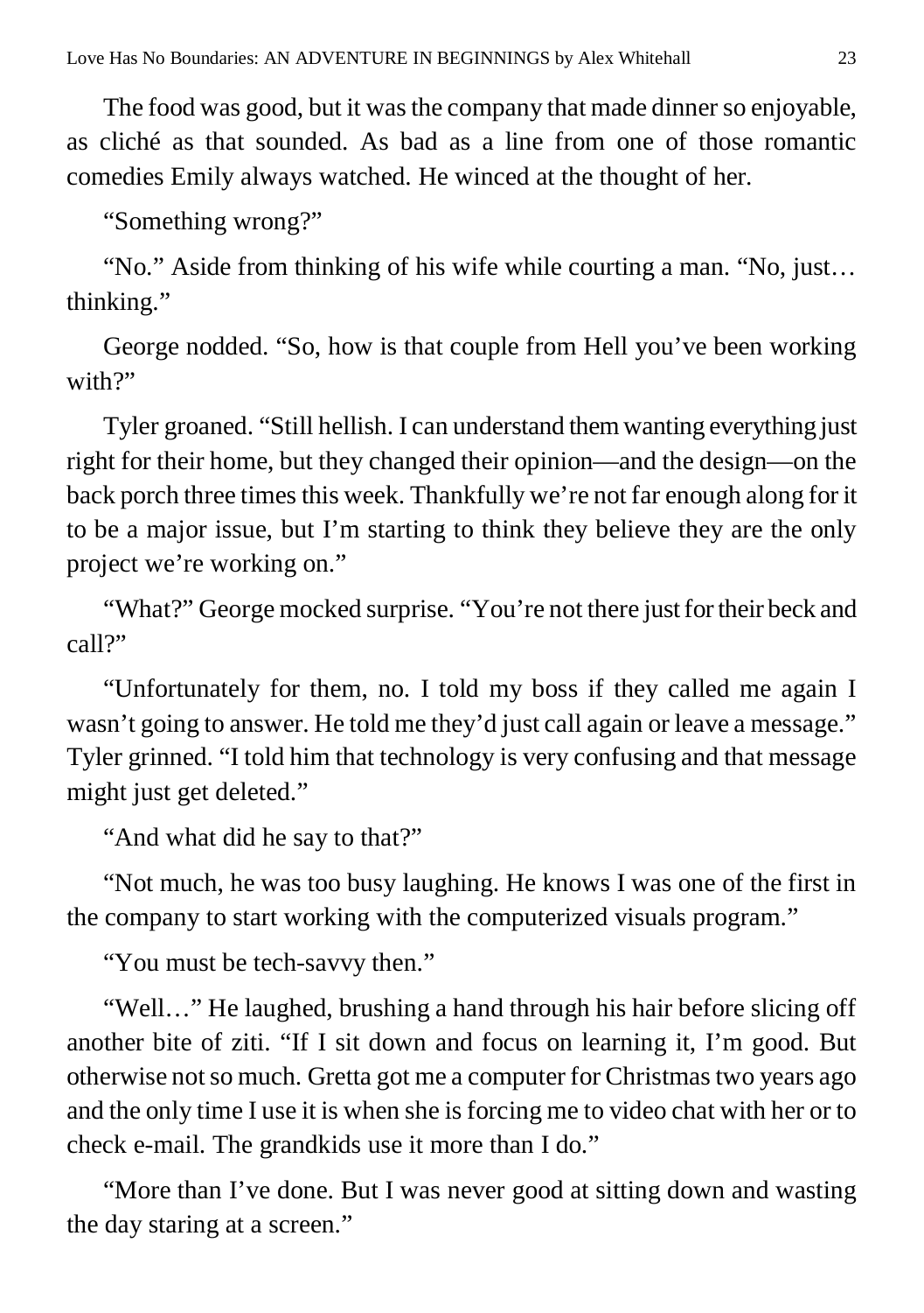The food was good, but it was the company that made dinner so enjoyable, as cliché as that sounded. As bad as a line from one of those romantic comedies Emily always watched. He winced at the thought of her.

"Something wrong?"

"No." Aside from thinking of his wife while courting a man. "No, just… thinking."

George nodded. "So, how is that couple from Hell you've been working with?"

Tyler groaned. "Still hellish. I can understand them wanting everything just right for their home, but they changed their opinion—and the design—on the back porch three times this week. Thankfully we're not far enough along for it to be a major issue, but I'm starting to think they believe they are the only project we're working on."

"What?" George mocked surprise. "You're not there just for their beck and call?"

"Unfortunately for them, no. I told my boss if they called me again I wasn't going to answer. He told me they'd just call again or leave a message." Tyler grinned. "I told him that technology is very confusing and that message might just get deleted."

"And what did he say to that?"

"Not much, he was too busy laughing. He knows I was one of the first in the company to start working with the computerized visuals program."

"You must be tech-savvy then."

"Well…" He laughed, brushing a hand through his hair before slicing off another bite of ziti. "If I sit down and focus on learning it, I'm good. But otherwise not so much. Gretta got me a computer for Christmas two years ago and the only time I use it is when she is forcing me to video chat with her or to check e-mail. The grandkids use it more than I do."

"More than I've done. But I was never good at sitting down and wasting the day staring at a screen."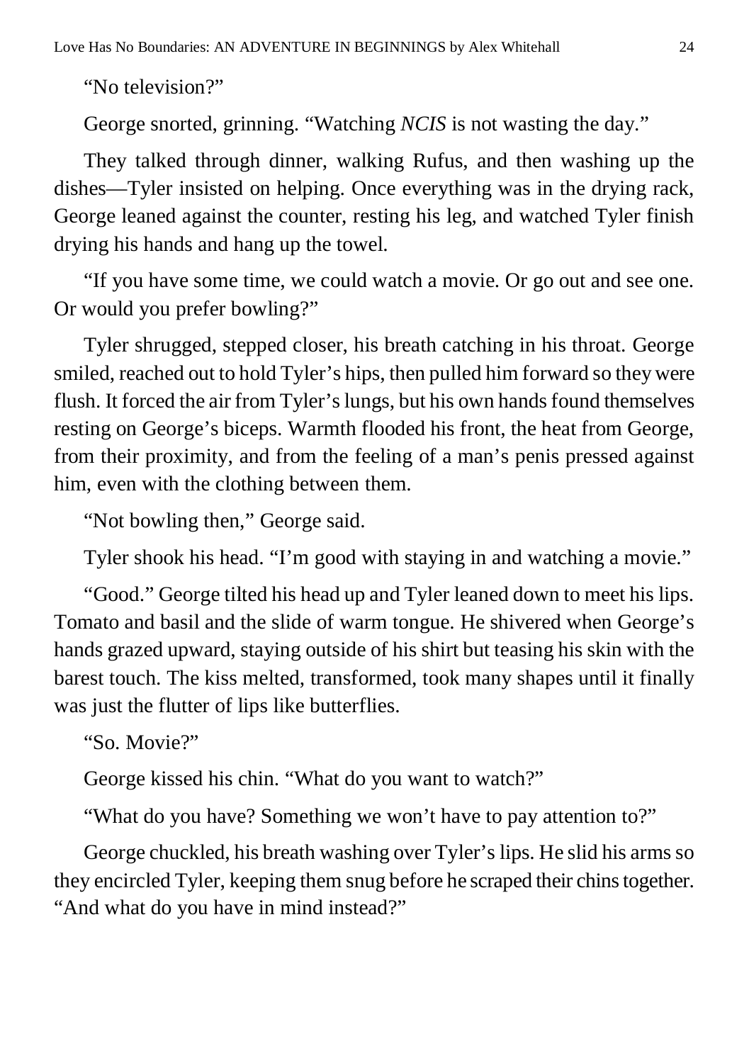"No television?"

George snorted, grinning. "Watching *NCIS* is not wasting the day."

They talked through dinner, walking Rufus, and then washing up the dishes—Tyler insisted on helping. Once everything was in the drying rack, George leaned against the counter, resting his leg, and watched Tyler finish drying his hands and hang up the towel.

"If you have some time, we could watch a movie. Or go out and see one. Or would you prefer bowling?"

Tyler shrugged, stepped closer, his breath catching in his throat. George smiled, reached out to hold Tyler's hips, then pulled him forward so they were flush. It forced the air from Tyler's lungs, but his own hands found themselves resting on George's biceps. Warmth flooded his front, the heat from George, from their proximity, and from the feeling of a man's penis pressed against him, even with the clothing between them.

"Not bowling then," George said.

Tyler shook his head. "I'm good with staying in and watching a movie."

"Good." George tilted his head up and Tyler leaned down to meet his lips. Tomato and basil and the slide of warm tongue. He shivered when George's hands grazed upward, staying outside of his shirt but teasing his skin with the barest touch. The kiss melted, transformed, took many shapes until it finally was just the flutter of lips like butterflies.

"So. Movie?"

George kissed his chin. "What do you want to watch?"

"What do you have? Something we won't have to pay attention to?"

George chuckled, his breath washing over Tyler's lips. He slid his arms so they encircled Tyler, keeping them snug before he scraped their chins together. "And what do you have in mind instead?"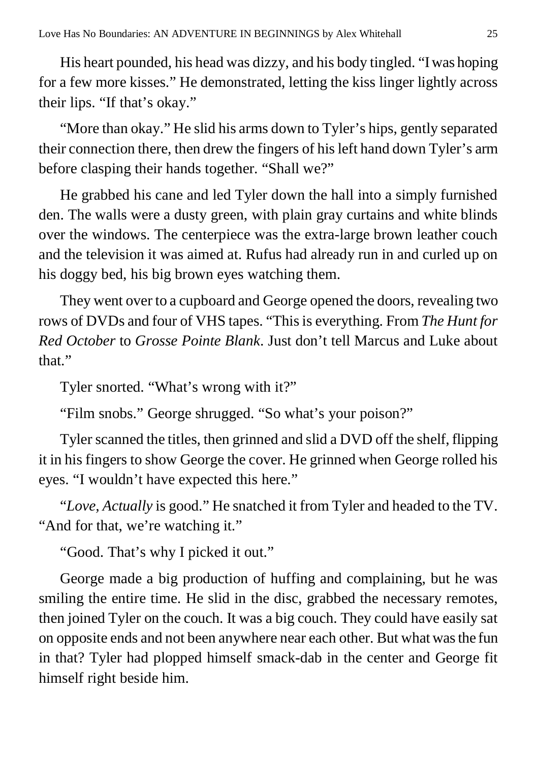His heart pounded, his head was dizzy, and his body tingled. "I was hoping for a few more kisses." He demonstrated, letting the kiss linger lightly across their lips. "If that's okay."

"More than okay." He slid his arms down to Tyler's hips, gently separated their connection there, then drew the fingers of his left hand down Tyler's arm before clasping their hands together. "Shall we?"

He grabbed his cane and led Tyler down the hall into a simply furnished den. The walls were a dusty green, with plain gray curtains and white blinds over the windows. The centerpiece was the extra-large brown leather couch and the television it was aimed at. Rufus had already run in and curled up on his doggy bed, his big brown eyes watching them.

They went over to a cupboard and George opened the doors, revealing two rows of DVDs and four of VHS tapes. "This is everything. From *The Hunt for Red October* to *Grosse Pointe Blank*. Just don't tell Marcus and Luke about that."

Tyler snorted. "What's wrong with it?"

"Film snobs." George shrugged. "So what's your poison?"

Tyler scanned the titles, then grinned and slid a DVD off the shelf, flipping it in his fingers to show George the cover. He grinned when George rolled his eyes. "I wouldn't have expected this here."

"*Love, Actually* is good." He snatched it from Tyler and headed to the TV. "And for that, we're watching it."

"Good. That's why I picked it out."

George made a big production of huffing and complaining, but he was smiling the entire time. He slid in the disc, grabbed the necessary remotes, then joined Tyler on the couch. It was a big couch. They could have easily sat on opposite ends and not been anywhere near each other. But what was the fun in that? Tyler had plopped himself smack-dab in the center and George fit himself right beside him.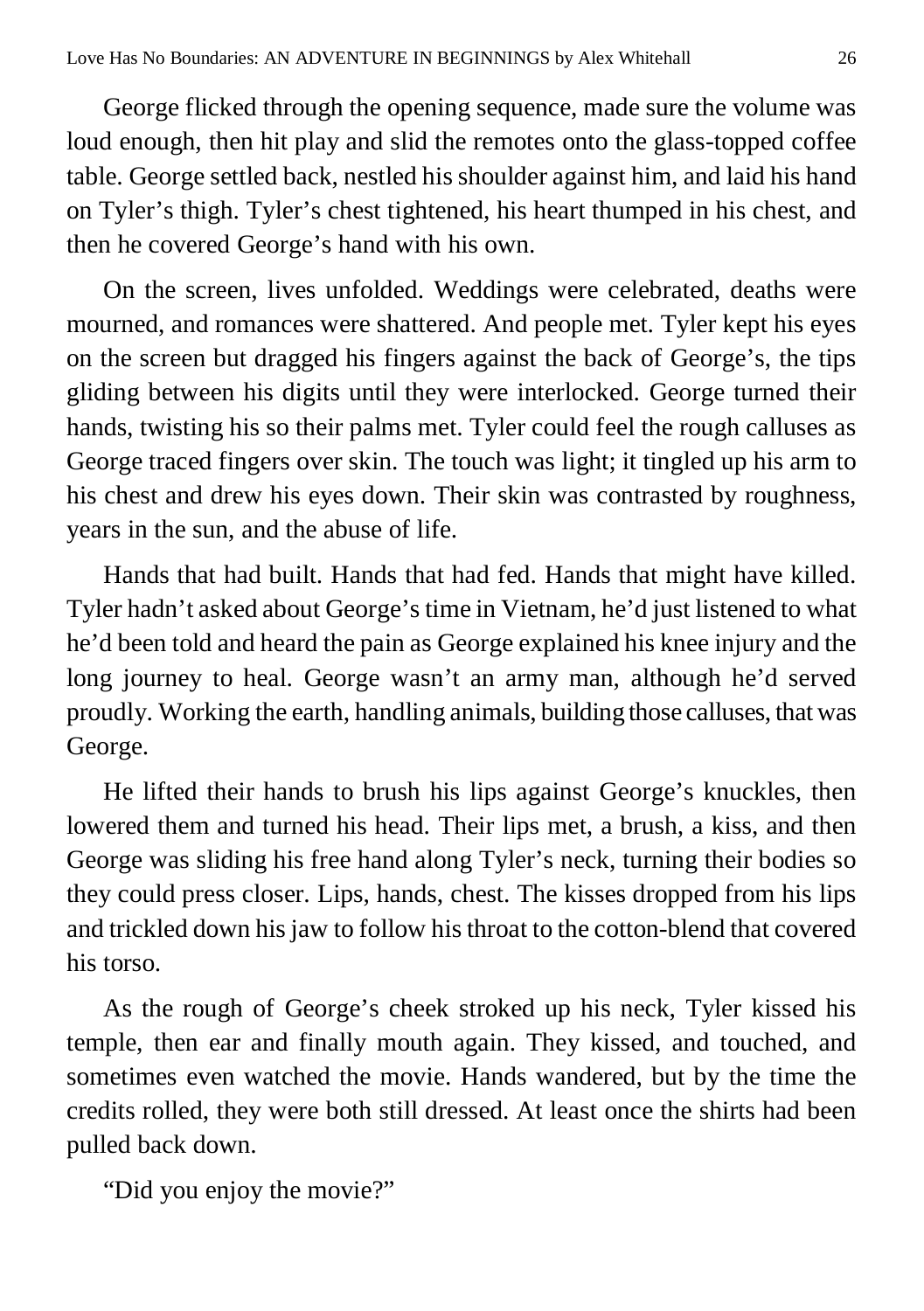George flicked through the opening sequence, made sure the volume was loud enough, then hit play and slid the remotes onto the glass-topped coffee table. George settled back, nestled his shoulder against him, and laid his hand on Tyler's thigh. Tyler's chest tightened, his heart thumped in his chest, and then he covered George's hand with his own.

On the screen, lives unfolded. Weddings were celebrated, deaths were mourned, and romances were shattered. And people met. Tyler kept his eyes on the screen but dragged his fingers against the back of George's, the tips gliding between his digits until they were interlocked. George turned their hands, twisting his so their palms met. Tyler could feel the rough calluses as George traced fingers over skin. The touch was light; it tingled up his arm to his chest and drew his eyes down. Their skin was contrasted by roughness, years in the sun, and the abuse of life.

Hands that had built. Hands that had fed. Hands that might have killed. Tyler hadn't asked about George's time in Vietnam, he'd just listened to what he'd been told and heard the pain as George explained his knee injury and the long journey to heal. George wasn't an army man, although he'd served proudly. Working the earth, handling animals, building those calluses, that was George.

He lifted their hands to brush his lips against George's knuckles, then lowered them and turned his head. Their lips met, a brush, a kiss, and then George was sliding his free hand along Tyler's neck, turning their bodies so they could press closer. Lips, hands, chest. The kisses dropped from his lips and trickled down his jaw to follow his throat to the cotton-blend that covered his torso.

As the rough of George's cheek stroked up his neck, Tyler kissed his temple, then ear and finally mouth again. They kissed, and touched, and sometimes even watched the movie. Hands wandered, but by the time the credits rolled, they were both still dressed. At least once the shirts had been pulled back down.

"Did you enjoy the movie?"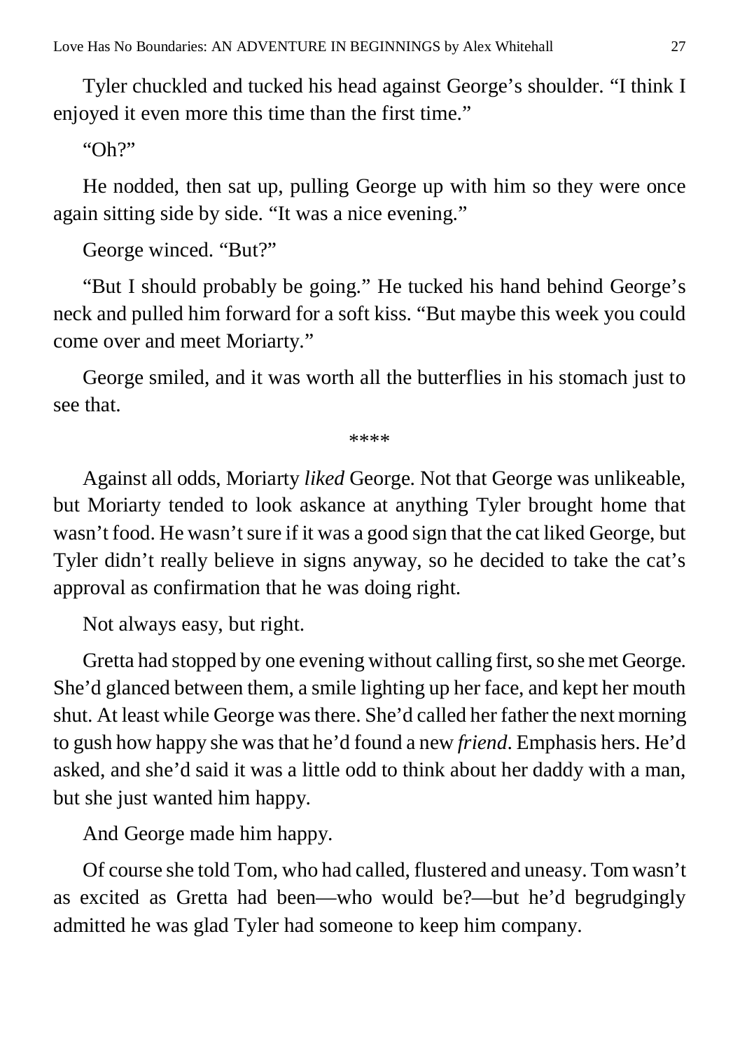Tyler chuckled and tucked his head against George's shoulder. "I think I enjoyed it even more this time than the first time."

"Oh?"

He nodded, then sat up, pulling George up with him so they were once again sitting side by side. "It was a nice evening."

George winced. "But?"

"But I should probably be going." He tucked his hand behind George's neck and pulled him forward for a soft kiss. "But maybe this week you could come over and meet Moriarty."

George smiled, and it was worth all the butterflies in his stomach just to see that.

\*\*\*\*

Against all odds, Moriarty *liked* George. Not that George was unlikeable, but Moriarty tended to look askance at anything Tyler brought home that wasn't food. He wasn't sure if it was a good sign that the cat liked George, but Tyler didn't really believe in signs anyway, so he decided to take the cat's approval as confirmation that he was doing right.

Not always easy, but right.

Gretta had stopped by one evening without calling first, so she met George. She'd glanced between them, a smile lighting up her face, and kept her mouth shut. At least while George was there. She'd called her father the next morning to gush how happy she was that he'd found a new *friend*. Emphasis hers. He'd asked, and she'd said it was a little odd to think about her daddy with a man, but she just wanted him happy.

And George made him happy.

Of course she told Tom, who had called, flustered and uneasy. Tom wasn't as excited as Gretta had been—who would be?—but he'd begrudgingly admitted he was glad Tyler had someone to keep him company.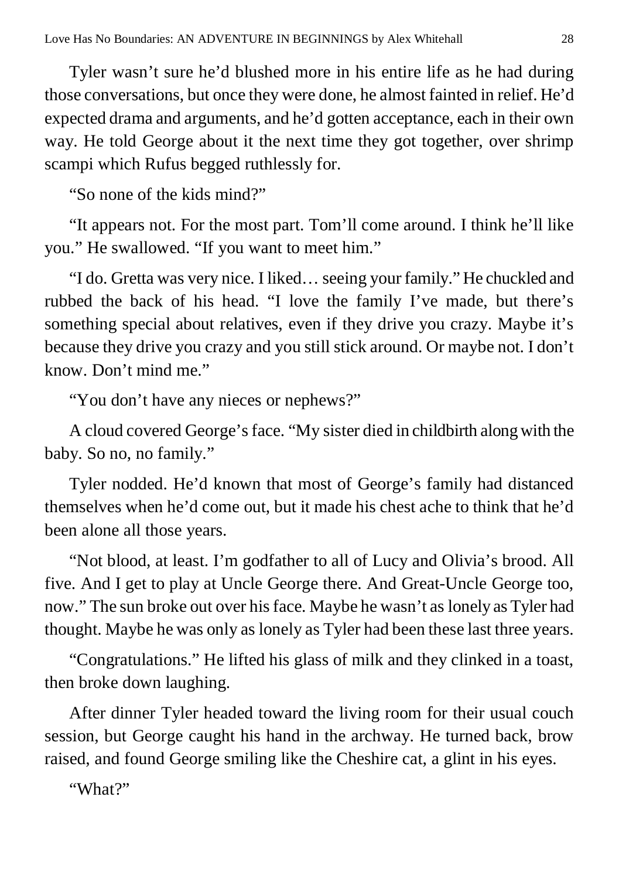Tyler wasn't sure he'd blushed more in his entire life as he had during those conversations, but once they were done, he almost fainted in relief. He'd expected drama and arguments, and he'd gotten acceptance, each in their own way. He told George about it the next time they got together, over shrimp scampi which Rufus begged ruthlessly for.

"So none of the kids mind?"

"It appears not. For the most part. Tom'll come around. I think he'll like you." He swallowed. "If you want to meet him."

"I do. Gretta was very nice. I liked… seeing your family." He chuckled and rubbed the back of his head. "I love the family I've made, but there's something special about relatives, even if they drive you crazy. Maybe it's because they drive you crazy and you still stick around. Or maybe not. I don't know. Don't mind me."

"You don't have any nieces or nephews?"

A cloud covered George's face. "My sister died in childbirth along with the baby. So no, no family."

Tyler nodded. He'd known that most of George's family had distanced themselves when he'd come out, but it made his chest ache to think that he'd been alone all those years.

"Not blood, at least. I'm godfather to all of Lucy and Olivia's brood. All five. And I get to play at Uncle George there. And Great-Uncle George too, now." The sun broke out over his face. Maybe he wasn't as lonely as Tyler had thought. Maybe he was only as lonely as Tyler had been these last three years.

"Congratulations." He lifted his glass of milk and they clinked in a toast, then broke down laughing.

After dinner Tyler headed toward the living room for their usual couch session, but George caught his hand in the archway. He turned back, brow raised, and found George smiling like the Cheshire cat, a glint in his eyes.

"What?"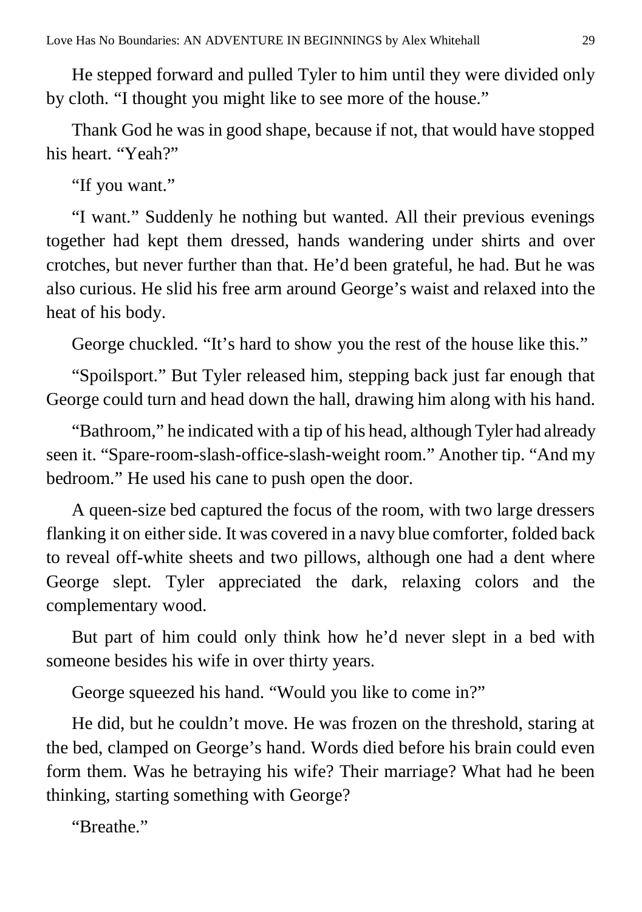He stepped forward and pulled Tyler to him until they were divided only by cloth. "I thought you might like to see more of the house."

Thank God he was in good shape, because if not, that would have stopped his heart. "Yeah?"

"If you want."

"I want." Suddenly he nothing but wanted. All their previous evenings together had kept them dressed, hands wandering under shirts and over crotches, but never further than that. He'd been grateful, he had. But he was also curious. He slid his free arm around George's waist and relaxed into the heat of his body.

George chuckled. "It's hard to show you the rest of the house like this."

"Spoilsport." But Tyler released him, stepping back just far enough that George could turn and head down the hall, drawing him along with his hand.

"Bathroom," he indicated with a tip of his head, although Tyler had already seen it. "Spare-room-slash-office-slash-weight room." Another tip. "And my bedroom." He used his cane to push open the door.

A queen-size bed captured the focus of the room, with two large dressers flanking it on either side. It was covered in a navy blue comforter, folded back to reveal off-white sheets and two pillows, although one had a dent where George slept. Tyler appreciated the dark, relaxing colors and the complementary wood.

But part of him could only think how he'd never slept in a bed with someone besides his wife in over thirty years.

George squeezed his hand. "Would you like to come in?"

He did, but he couldn't move. He was frozen on the threshold, staring at the bed, clamped on George's hand. Words died before his brain could even form them. Was he betraying his wife? Their marriage? What had he been thinking, starting something with George?

"Breathe."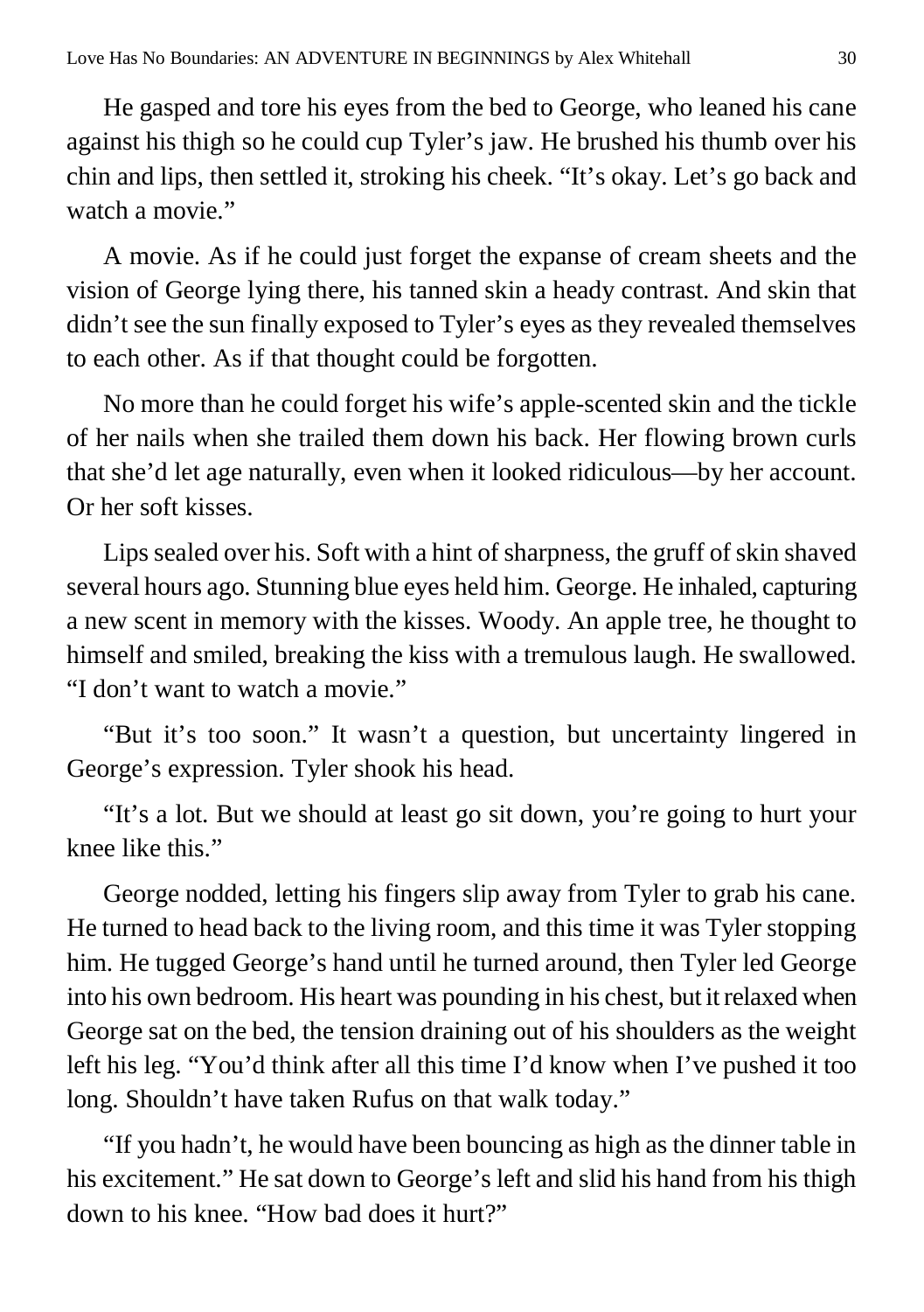He gasped and tore his eyes from the bed to George, who leaned his cane against his thigh so he could cup Tyler's jaw. He brushed his thumb over his chin and lips, then settled it, stroking his cheek. "It's okay. Let's go back and watch a movie."

A movie. As if he could just forget the expanse of cream sheets and the vision of George lying there, his tanned skin a heady contrast. And skin that didn't see the sun finally exposed to Tyler's eyes as they revealed themselves to each other. As if that thought could be forgotten.

No more than he could forget his wife's apple-scented skin and the tickle of her nails when she trailed them down his back. Her flowing brown curls that she'd let age naturally, even when it looked ridiculous—by her account. Or her soft kisses.

Lips sealed over his. Soft with a hint of sharpness, the gruff of skin shaved several hours ago. Stunning blue eyes held him. George. He inhaled, capturing a new scent in memory with the kisses. Woody. An apple tree, he thought to himself and smiled, breaking the kiss with a tremulous laugh. He swallowed. "I don't want to watch a movie."

"But it's too soon." It wasn't a question, but uncertainty lingered in George's expression. Tyler shook his head.

"It's a lot. But we should at least go sit down, you're going to hurt your knee like this."

George nodded, letting his fingers slip away from Tyler to grab his cane. He turned to head back to the living room, and this time it was Tyler stopping him. He tugged George's hand until he turned around, then Tyler led George into his own bedroom. His heart was pounding in his chest, but it relaxed when George sat on the bed, the tension draining out of his shoulders as the weight left his leg. "You'd think after all this time I'd know when I've pushed it too long. Shouldn't have taken Rufus on that walk today."

"If you hadn't, he would have been bouncing as high as the dinner table in his excitement." He sat down to George's left and slid his hand from his thigh down to his knee. "How bad does it hurt?"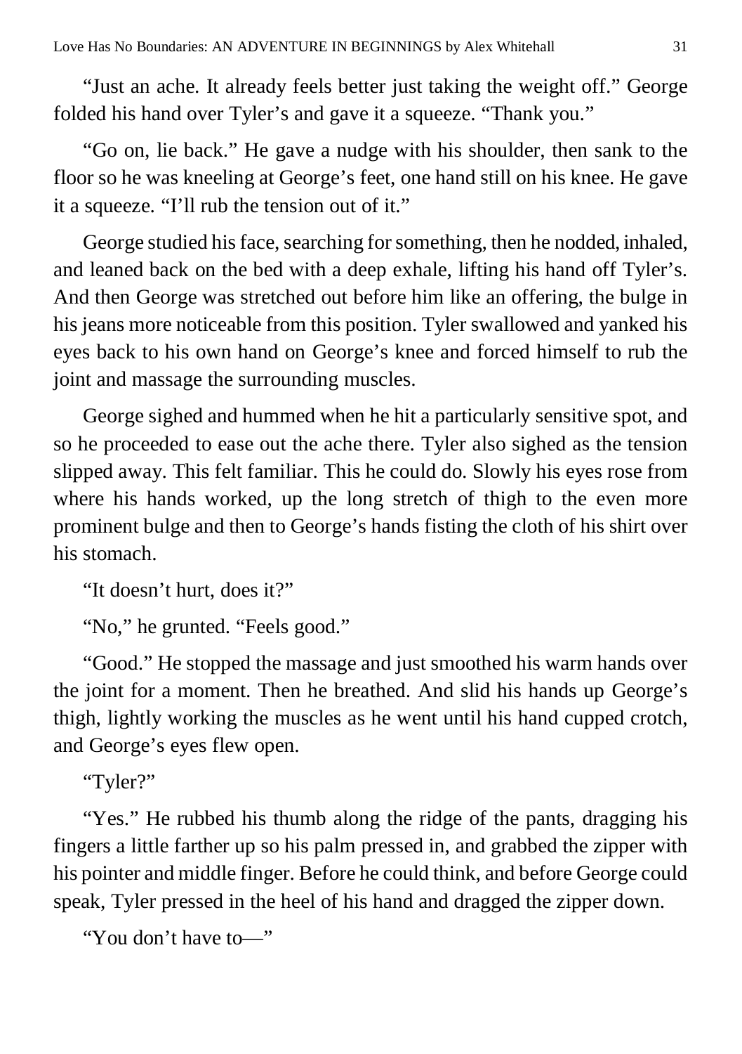"Just an ache. It already feels better just taking the weight off." George folded his hand over Tyler's and gave it a squeeze. "Thank you."

"Go on, lie back." He gave a nudge with his shoulder, then sank to the floor so he was kneeling at George's feet, one hand still on his knee. He gave it a squeeze. "I'll rub the tension out of it."

George studied his face, searching for something, then he nodded, inhaled, and leaned back on the bed with a deep exhale, lifting his hand off Tyler's. And then George was stretched out before him like an offering, the bulge in his jeans more noticeable from this position. Tyler swallowed and yanked his eyes back to his own hand on George's knee and forced himself to rub the joint and massage the surrounding muscles.

George sighed and hummed when he hit a particularly sensitive spot, and so he proceeded to ease out the ache there. Tyler also sighed as the tension slipped away. This felt familiar. This he could do. Slowly his eyes rose from where his hands worked, up the long stretch of thigh to the even more prominent bulge and then to George's hands fisting the cloth of his shirt over his stomach.

"It doesn't hurt, does it?"

"No," he grunted. "Feels good."

"Good." He stopped the massage and just smoothed his warm hands over the joint for a moment. Then he breathed. And slid his hands up George's thigh, lightly working the muscles as he went until his hand cupped crotch, and George's eyes flew open.

"Tyler?"

"Yes." He rubbed his thumb along the ridge of the pants, dragging his fingers a little farther up so his palm pressed in, and grabbed the zipper with his pointer and middle finger. Before he could think, and before George could speak, Tyler pressed in the heel of his hand and dragged the zipper down.

"You don't have to—"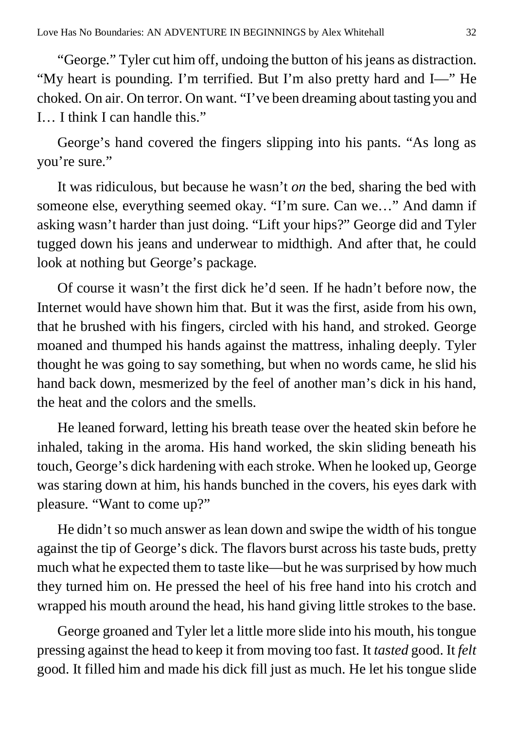"George." Tyler cut him off, undoing the button of his jeans as distraction. "My heart is pounding. I'm terrified. But I'm also pretty hard and I—" He choked. On air. On terror. On want. "I've been dreaming about tasting you and I… I think I can handle this."

George's hand covered the fingers slipping into his pants. "As long as you're sure."

It was ridiculous, but because he wasn't *on* the bed, sharing the bed with someone else, everything seemed okay. "I'm sure. Can we…" And damn if asking wasn't harder than just doing. "Lift your hips?" George did and Tyler tugged down his jeans and underwear to midthigh. And after that, he could look at nothing but George's package.

Of course it wasn't the first dick he'd seen. If he hadn't before now, the Internet would have shown him that. But it was the first, aside from his own, that he brushed with his fingers, circled with his hand, and stroked. George moaned and thumped his hands against the mattress, inhaling deeply. Tyler thought he was going to say something, but when no words came, he slid his hand back down, mesmerized by the feel of another man's dick in his hand, the heat and the colors and the smells.

He leaned forward, letting his breath tease over the heated skin before he inhaled, taking in the aroma. His hand worked, the skin sliding beneath his touch, George's dick hardening with each stroke. When he looked up, George was staring down at him, his hands bunched in the covers, his eyes dark with pleasure. "Want to come up?"

He didn't so much answer as lean down and swipe the width of his tongue against the tip of George's dick. The flavors burst across his taste buds, pretty much what he expected them to taste like—but he was surprised by how much they turned him on. He pressed the heel of his free hand into his crotch and wrapped his mouth around the head, his hand giving little strokes to the base.

George groaned and Tyler let a little more slide into his mouth, his tongue pressing against the head to keep it from moving too fast. It *tasted* good. It *felt* good. It filled him and made his dick fill just as much. He let his tongue slide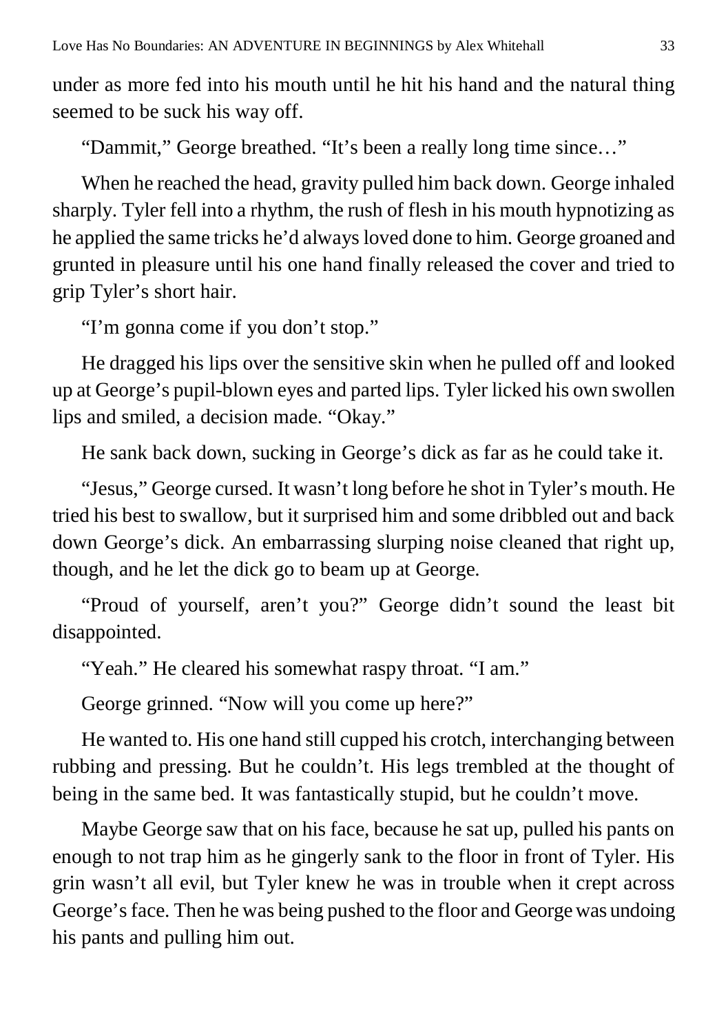under as more fed into his mouth until he hit his hand and the natural thing seemed to be suck his way off.

"Dammit," George breathed. "It's been a really long time since…"

When he reached the head, gravity pulled him back down. George inhaled sharply. Tyler fell into a rhythm, the rush of flesh in his mouth hypnotizing as he applied the same tricks he'd always loved done to him. George groaned and grunted in pleasure until his one hand finally released the cover and tried to grip Tyler's short hair.

"I'm gonna come if you don't stop."

He dragged his lips over the sensitive skin when he pulled off and looked up at George's pupil-blown eyes and parted lips. Tyler licked his own swollen lips and smiled, a decision made. "Okay."

He sank back down, sucking in George's dick as far as he could take it.

"Jesus," George cursed. It wasn't long before he shot in Tyler's mouth. He tried his best to swallow, but it surprised him and some dribbled out and back down George's dick. An embarrassing slurping noise cleaned that right up, though, and he let the dick go to beam up at George.

"Proud of yourself, aren't you?" George didn't sound the least bit disappointed.

"Yeah." He cleared his somewhat raspy throat. "I am."

George grinned. "Now will you come up here?"

He wanted to. His one hand still cupped his crotch, interchanging between rubbing and pressing. But he couldn't. His legs trembled at the thought of being in the same bed. It was fantastically stupid, but he couldn't move.

Maybe George saw that on his face, because he sat up, pulled his pants on enough to not trap him as he gingerly sank to the floor in front of Tyler. His grin wasn't all evil, but Tyler knew he was in trouble when it crept across George's face. Then he was being pushed to the floor and George was undoing his pants and pulling him out.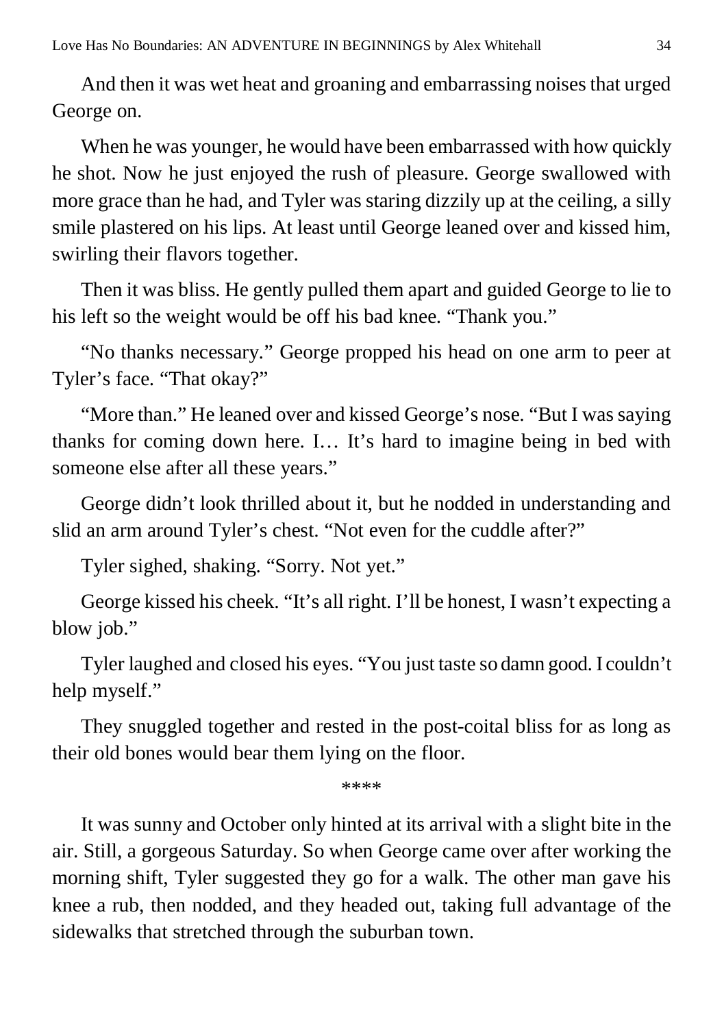And then it was wet heat and groaning and embarrassing noises that urged George on.

When he was younger, he would have been embarrassed with how quickly he shot. Now he just enjoyed the rush of pleasure. George swallowed with more grace than he had, and Tyler was staring dizzily up at the ceiling, a silly smile plastered on his lips. At least until George leaned over and kissed him, swirling their flavors together.

Then it was bliss. He gently pulled them apart and guided George to lie to his left so the weight would be off his bad knee. "Thank you."

"No thanks necessary." George propped his head on one arm to peer at Tyler's face. "That okay?"

"More than." He leaned over and kissed George's nose. "But I was saying thanks for coming down here. I… It's hard to imagine being in bed with someone else after all these years."

George didn't look thrilled about it, but he nodded in understanding and slid an arm around Tyler's chest. "Not even for the cuddle after?"

Tyler sighed, shaking. "Sorry. Not yet."

George kissed his cheek. "It's all right. I'll be honest, I wasn't expecting a blow job."

Tyler laughed and closed his eyes. "You just taste so damn good. I couldn't help myself."

They snuggled together and rested in the post-coital bliss for as long as their old bones would bear them lying on the floor.

****

It was sunny and October only hinted at its arrival with a slight bite in the air. Still, a gorgeous Saturday. So when George came over after working the morning shift, Tyler suggested they go for a walk. The other man gave his knee a rub, then nodded, and they headed out, taking full advantage of the sidewalks that stretched through the suburban town.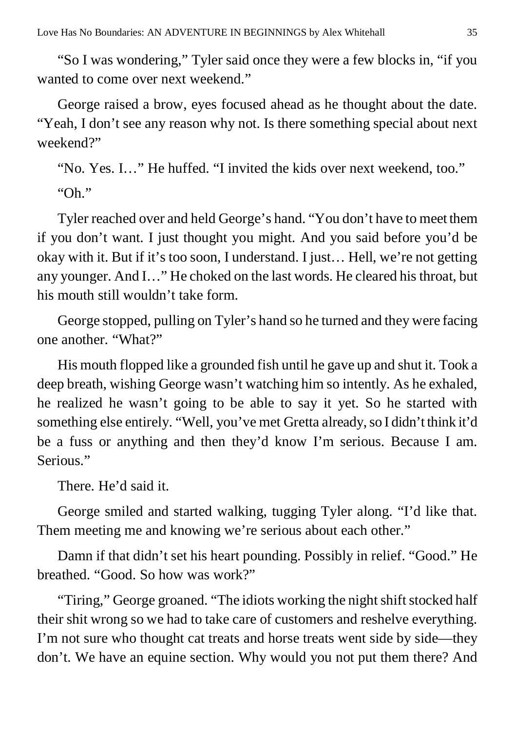"So I was wondering," Tyler said once they were a few blocks in, "if you wanted to come over next weekend."

George raised a brow, eyes focused ahead as he thought about the date. "Yeah, I don't see any reason why not. Is there something special about next weekend?"

"No. Yes. I…" He huffed. "I invited the kids over next weekend, too."

"Oh."

Tyler reached over and held George's hand. "You don't have to meet them if you don't want. I just thought you might. And you said before you'd be okay with it. But if it's too soon, I understand. I just… Hell, we're not getting any younger. And I…" He choked on the last words. He cleared his throat, but his mouth still wouldn't take form.

George stopped, pulling on Tyler's hand so he turned and they were facing one another. "What?"

His mouth flopped like a grounded fish until he gave up and shut it. Took a deep breath, wishing George wasn't watching him so intently. As he exhaled, he realized he wasn't going to be able to say it yet. So he started with something else entirely. "Well, you've met Gretta already, so I didn't think it'd be a fuss or anything and then they'd know I'm serious. Because I am. Serious."

There. He'd said it.

George smiled and started walking, tugging Tyler along. "I'd like that. Them meeting me and knowing we're serious about each other."

Damn if that didn't set his heart pounding. Possibly in relief. "Good." He breathed. "Good. So how was work?"

"Tiring," George groaned. "The idiots working the night shift stocked half their shit wrong so we had to take care of customers and reshelve everything. I'm not sure who thought cat treats and horse treats went side by side—they don't. We have an equine section. Why would you not put them there? And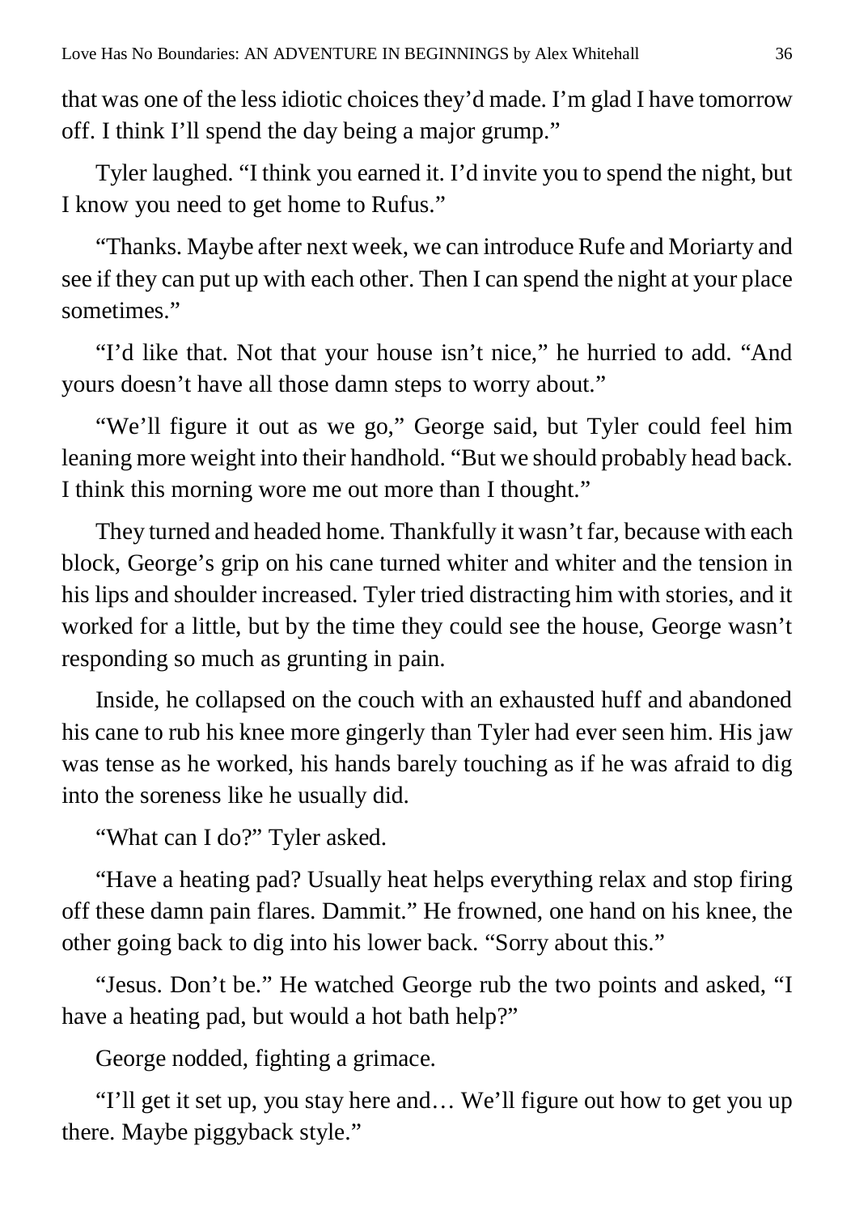that was one of the less idiotic choices they'd made. I'm glad I have tomorrow off. I think I'll spend the day being a major grump."

Tyler laughed. "I think you earned it. I'd invite you to spend the night, but I know you need to get home to Rufus."

"Thanks. Maybe after next week, we can introduce Rufe and Moriarty and see if they can put up with each other. Then I can spend the night at your place sometimes."

"I'd like that. Not that your house isn't nice," he hurried to add. "And yours doesn't have all those damn steps to worry about."

"We'll figure it out as we go," George said, but Tyler could feel him leaning more weight into their handhold. "But we should probably head back. I think this morning wore me out more than I thought."

They turned and headed home. Thankfully it wasn't far, because with each block, George's grip on his cane turned whiter and whiter and the tension in his lips and shoulder increased. Tyler tried distracting him with stories, and it worked for a little, but by the time they could see the house, George wasn't responding so much as grunting in pain.

Inside, he collapsed on the couch with an exhausted huff and abandoned his cane to rub his knee more gingerly than Tyler had ever seen him. His jaw was tense as he worked, his hands barely touching as if he was afraid to dig into the soreness like he usually did.

"What can I do?" Tyler asked.

"Have a heating pad? Usually heat helps everything relax and stop firing off these damn pain flares. Dammit." He frowned, one hand on his knee, the other going back to dig into his lower back. "Sorry about this."

"Jesus. Don't be." He watched George rub the two points and asked, "I have a heating pad, but would a hot bath help?"

George nodded, fighting a grimace.

"I'll get it set up, you stay here and… We'll figure out how to get you up there. Maybe piggyback style."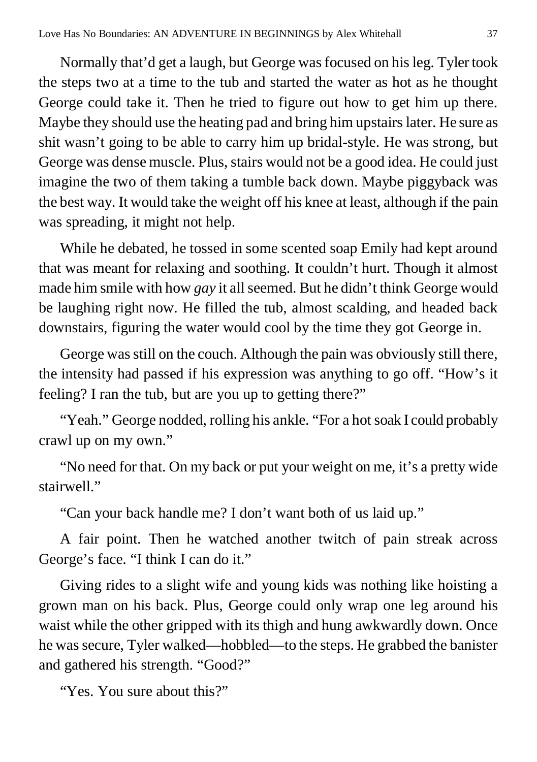Normally that'd get a laugh, but George was focused on his leg. Tyler took the steps two at a time to the tub and started the water as hot as he thought George could take it. Then he tried to figure out how to get him up there. Maybe they should use the heating pad and bring him upstairs later. He sure as shit wasn't going to be able to carry him up bridal-style. He was strong, but George was dense muscle. Plus, stairs would not be a good idea. He could just imagine the two of them taking a tumble back down. Maybe piggyback was the best way. It would take the weight off his knee at least, although if the pain was spreading, it might not help.

While he debated, he tossed in some scented soap Emily had kept around that was meant for relaxing and soothing. It couldn't hurt. Though it almost made him smile with how *gay* it all seemed. But he didn't think George would be laughing right now. He filled the tub, almost scalding, and headed back downstairs, figuring the water would cool by the time they got George in.

George was still on the couch. Although the pain was obviously still there, the intensity had passed if his expression was anything to go off. "How's it feeling? I ran the tub, but are you up to getting there?"

"Yeah." George nodded, rolling his ankle. "For a hot soak I could probably crawl up on my own."

"No need for that. On my back or put your weight on me, it's a pretty wide stairwell."

"Can your back handle me? I don't want both of us laid up."

A fair point. Then he watched another twitch of pain streak across George's face. "I think I can do it."

Giving rides to a slight wife and young kids was nothing like hoisting a grown man on his back. Plus, George could only wrap one leg around his waist while the other gripped with its thigh and hung awkwardly down. Once he was secure, Tyler walked—hobbled—to the steps. He grabbed the banister and gathered his strength. "Good?"

"Yes. You sure about this?"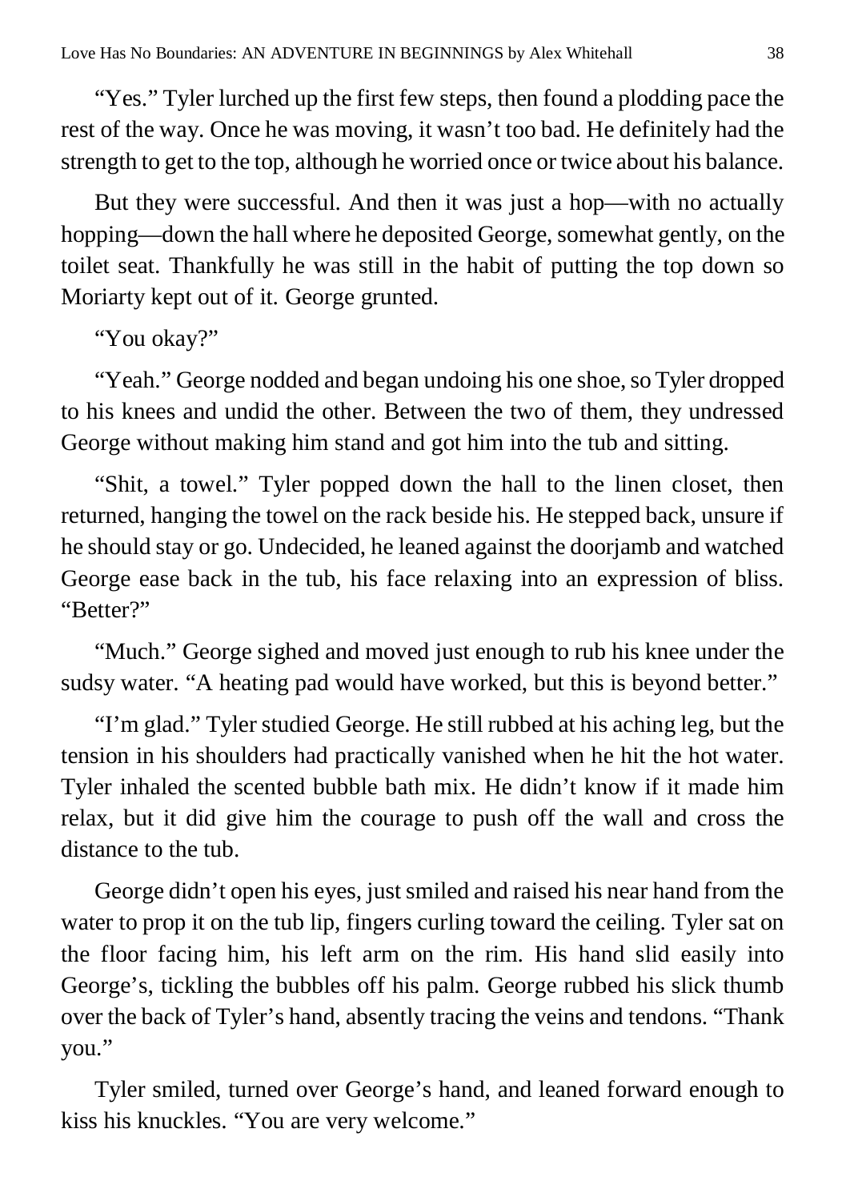"Yes." Tyler lurched up the first few steps, then found a plodding pace the rest of the way. Once he was moving, it wasn't too bad. He definitely had the strength to get to the top, although he worried once or twice about his balance.

But they were successful. And then it was just a hop—with no actually hopping—down the hall where he deposited George, somewhat gently, on the toilet seat. Thankfully he was still in the habit of putting the top down so Moriarty kept out of it. George grunted.

"You okay?"

"Yeah." George nodded and began undoing his one shoe, so Tyler dropped to his knees and undid the other. Between the two of them, they undressed George without making him stand and got him into the tub and sitting.

"Shit, a towel." Tyler popped down the hall to the linen closet, then returned, hanging the towel on the rack beside his. He stepped back, unsure if he should stay or go. Undecided, he leaned against the doorjamb and watched George ease back in the tub, his face relaxing into an expression of bliss. "Better?"

"Much." George sighed and moved just enough to rub his knee under the sudsy water. "A heating pad would have worked, but this is beyond better."

"I'm glad." Tyler studied George. He still rubbed at his aching leg, but the tension in his shoulders had practically vanished when he hit the hot water. Tyler inhaled the scented bubble bath mix. He didn't know if it made him relax, but it did give him the courage to push off the wall and cross the distance to the tub.

George didn't open his eyes, just smiled and raised his near hand from the water to prop it on the tub lip, fingers curling toward the ceiling. Tyler sat on the floor facing him, his left arm on the rim. His hand slid easily into George's, tickling the bubbles off his palm. George rubbed his slick thumb over the back of Tyler's hand, absently tracing the veins and tendons. "Thank you."

Tyler smiled, turned over George's hand, and leaned forward enough to kiss his knuckles. "You are very welcome."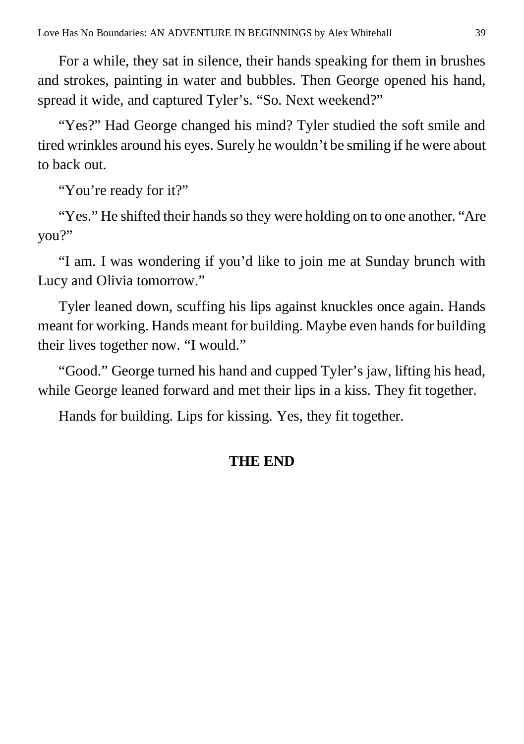For a while, they sat in silence, their hands speaking for them in brushes and strokes, painting in water and bubbles. Then George opened his hand, spread it wide, and captured Tyler's. "So. Next weekend?"

"Yes?" Had George changed his mind? Tyler studied the soft smile and tired wrinkles around his eyes. Surely he wouldn't be smiling if he were about to back out.

"You're ready for it?"

"Yes." He shifted their hands so they were holding on to one another. "Are you?"

"I am. I was wondering if you'd like to join me at Sunday brunch with Lucy and Olivia tomorrow."

Tyler leaned down, scuffing his lips against knuckles once again. Hands meant for working. Hands meant for building. Maybe even hands for building their lives together now. "I would."

"Good." George turned his hand and cupped Tyler's jaw, lifting his head, while George leaned forward and met their lips in a kiss. They fit together.

Hands for building. Lips for kissing. Yes, they fit together.

**THE END**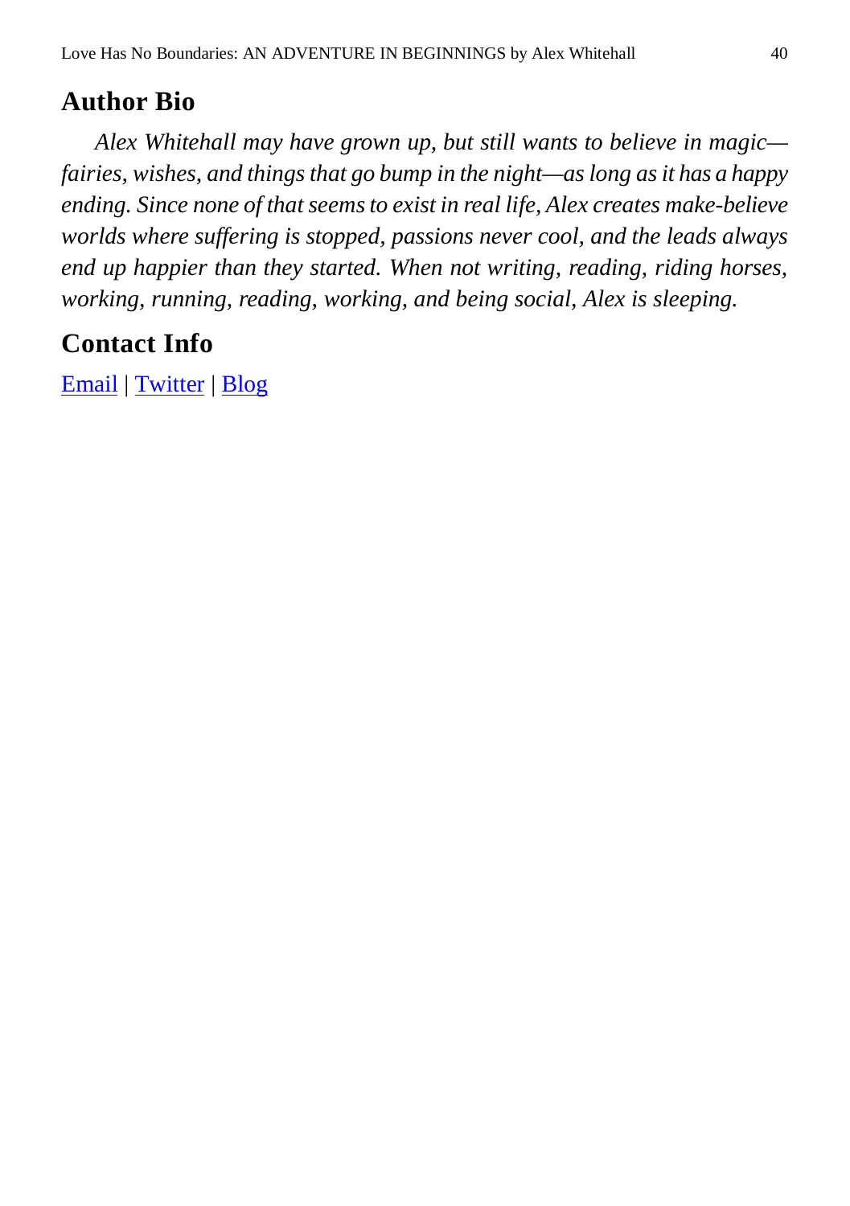## Author Bio

*Alex Whitehall may have grown up, but still wants to believe in magic—fairies, wishes, and things that go bump in the night—as long as it has a happy ending. Since none of that seems to exist in real life, Alex creates make-believe worlds where suffering is stopped, passions never cool, and the leads always end up happier than they started. When not writing, reading, riding horses, working, running, reading, working, and being social, Alex is sleeping.*

## Contact Info

Email | Twitter | Blog